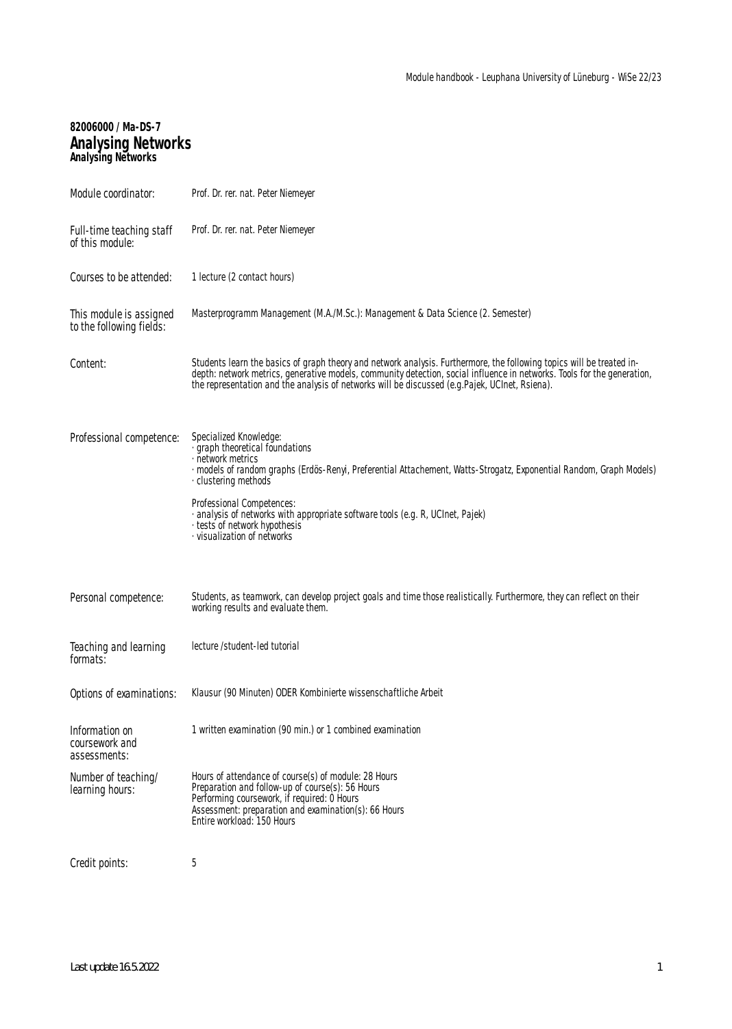**82006000 / Ma-DS-7**

# Analysing Networks

**Analysing Networks**

| | |
|---|---|
| Module coordinator: | Prof. Dr. rer. nat. Peter Niemeyer |
| Full-time teaching staff of this module: | Prof. Dr. rer. nat. Peter Niemeyer |
| Courses to be attended: | 1 lecture (2 contact hours) |
| This module is assigned to the following fields: | Masterprogramm Management (M.A./M.Sc.): Management & Data Science (2. Semester) |
| Content: | Students learn the basics of graph theory and network analysis. Furthermore, the following topics will be treated in-depth: network metrics, generative models, community detection, social influence in networks. Tools for the generation, the representation and the analysis of networks will be discussed (e.g.Pajek, UCInet, Rsiena). |
| Professional competence: | Specialized Knowledge:<br>· graph theoretical foundations<br>· network metrics<br>· models of random graphs (Erdös-Renyi, Preferential Attachement, Watts-Strogatz, Exponential Random, Graph Models)<br>· clustering methods<br><br>Professional Competences:<br>· analysis of networks with appropriate software tools (e.g. R, UCInet, Pajek)<br>· tests of network hypothesis<br>· visualization of networks |
| Personal competence: | Students, as teamwork, can develop project goals and time those realistically. Furthermore, they can reflect on their working results and evaluate them. |
| Teaching and learning formats: | lecture /student-led tutorial |
| Options of examinations: | Klausur (90 Minuten) ODER Kombinierte wissenschaftliche Arbeit |
| Information on coursework and assessments: | 1 written examination (90 min.) or 1 combined examination |
| Number of teaching/ learning hours: | Hours of attendance of course(s) of module: 28 Hours<br>Preparation and follow-up of course(s): 56 Hours<br>Performing coursework, if required: 0 Hours<br>Assessment: preparation and examination(s): 66 Hours<br>Entire workload: 150 Hours |
| Credit points: | 5 |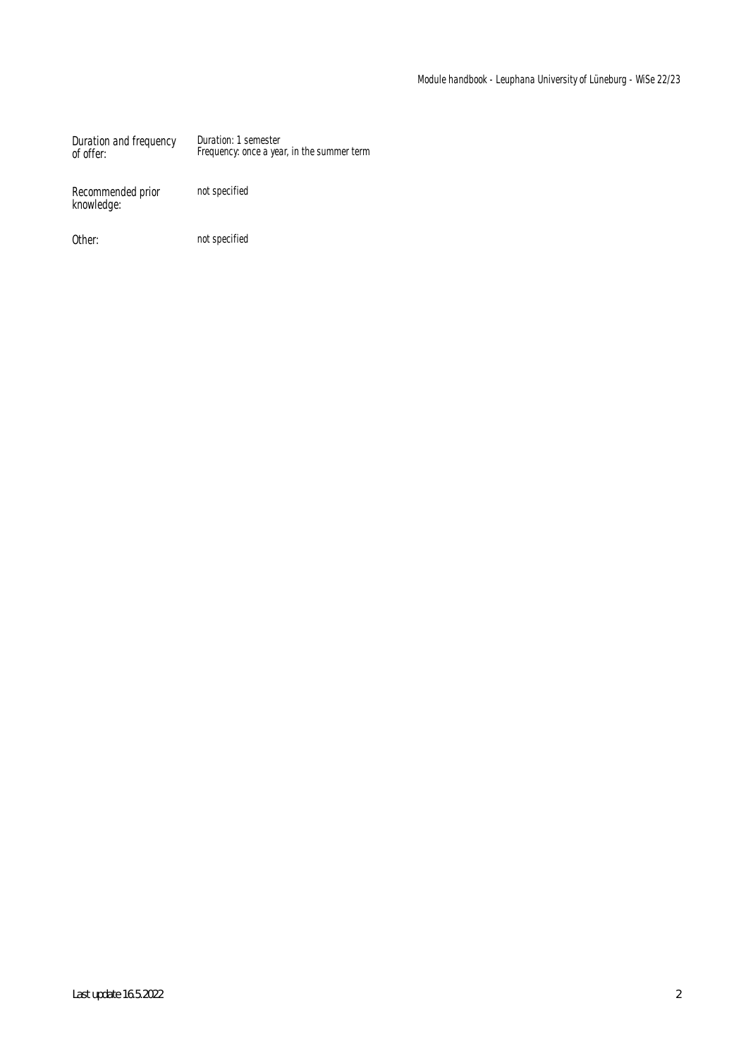| | |
|---|---|
| Duration and frequency of offer: | Duration: 1 semester<br>Frequency: once a year, in the summer term |
| Recommended prior knowledge: | not specified |
| Other: | not specified |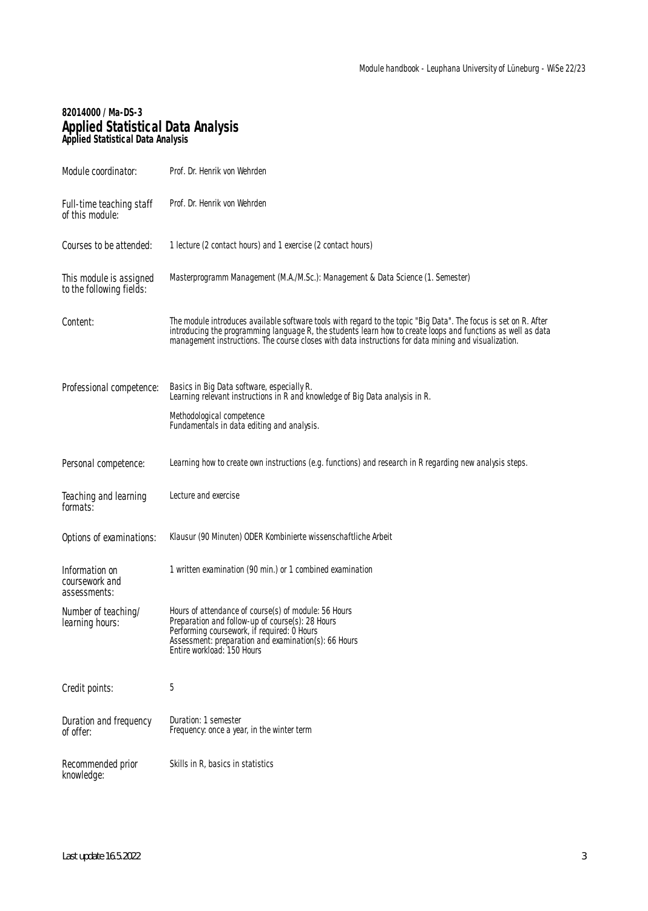**82014000 / Ma-DS-3**

# Applied Statistical Data Analysis

**Applied Statistical Data Analysis**

| | |
|---|---|
| Module coordinator: | Prof. Dr. Henrik von Wehrden |
| Full-time teaching staff of this module: | Prof. Dr. Henrik von Wehrden |
| Courses to be attended: | 1 lecture (2 contact hours) and 1 exercise (2 contact hours) |
| This module is assigned to the following fields: | Masterprogramm Management (M.A./M.Sc.): Management & Data Science (1. Semester) |
| Content: | The module introduces available software tools with regard to the topic "Big Data". The focus is set on R. After introducing the programming language R, the students learn how to create loops and functions as well as data management instructions. The course closes with data instructions for data mining and visualization. |
| Professional competence: | Basics in Big Data software, especially R.<br>Learning relevant instructions in R and knowledge of Big Data analysis in R.<br><br>Methodological competence<br>Fundamentals in data editing and analysis. |
| Personal competence: | Learning how to create own instructions (e.g. functions) and research in R regarding new analysis steps. |
| Teaching and learning formats: | Lecture and exercise |
| Options of examinations: | Klausur (90 Minuten) ODER Kombinierte wissenschaftliche Arbeit |
| Information on coursework and assessments: | 1 written examination (90 min.) or 1 combined examination |
| Number of teaching/ learning hours: | Hours of attendance of course(s) of module: 56 Hours<br>Preparation and follow-up of course(s): 28 Hours<br>Performing coursework, if required: 0 Hours<br>Assessment: preparation and examination(s): 66 Hours<br>Entire workload: 150 Hours |
| Credit points: | 5 |
| Duration and frequency of offer: | Duration: 1 semester<br>Frequency: once a year, in the winter term |
| Recommended prior knowledge: | Skills in R, basics in statistics |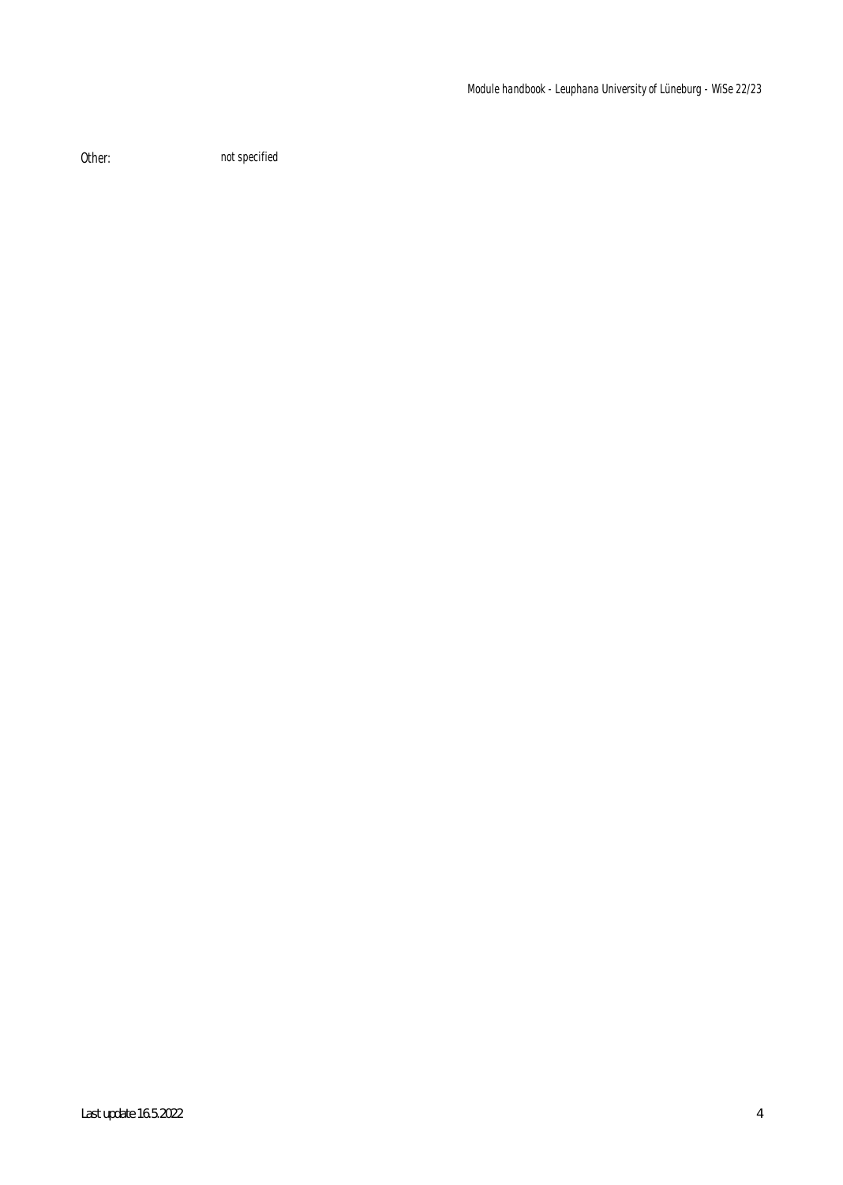Other: not specified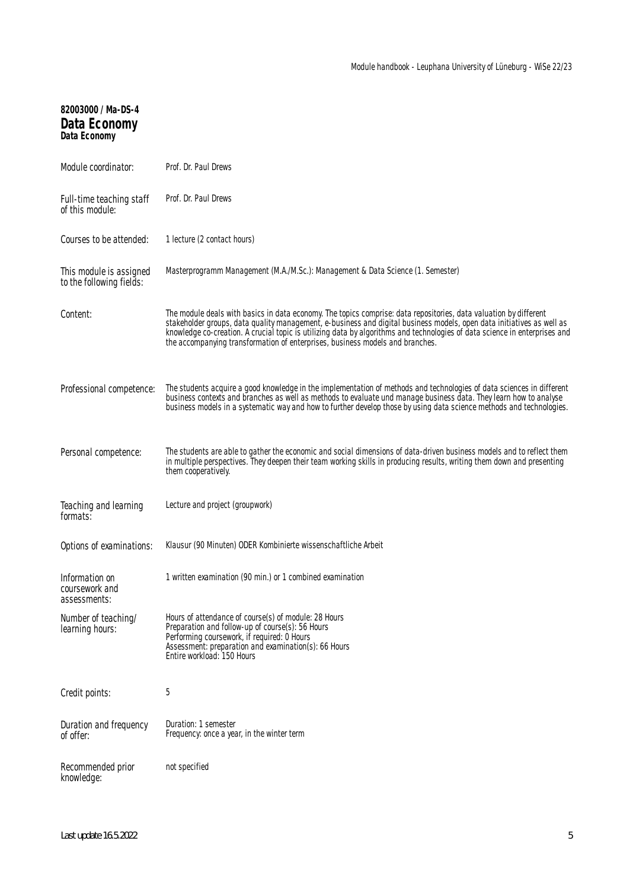**82003000 / Ma-DS-4**

# Data Economy

**Data Economy**

| | |
|---|---|
| Module coordinator: | Prof. Dr. Paul Drews |
| Full-time teaching staff of this module: | Prof. Dr. Paul Drews |
| Courses to be attended: | 1 lecture (2 contact hours) |
| This module is assigned to the following fields: | Masterprogramm Management (M.A./M.Sc.): Management & Data Science (1. Semester) |
| Content: | The module deals with basics in data economy. The topics comprise: data repositories, data valuation by different stakeholder groups, data quality management, e-business and digital business models, open data initiatives as well as knowledge co-creation. A crucial topic is utilizing data by algorithms and technologies of data science in enterprises and the accompanying transformation of enterprises, business models and branches. |
| Professional competence: | The students acquire a good knowledge in the implementation of methods and technologies of data sciences in different business contexts and branches as well as methods to evaluate und manage business data. They learn how to analyse business models in a systematic way and how to further develop those by using data science methods and technologies. |
| Personal competence: | The students are able to gather the economic and social dimensions of data-driven business models and to reflect them in multiple perspectives. They deepen their team working skills in producing results, writing them down and presenting them cooperatively. |
| Teaching and learning formats: | Lecture and project (groupwork) |
| Options of examinations: | Klausur (90 Minuten) ODER Kombinierte wissenschaftliche Arbeit |
| Information on coursework and assessments: | 1 written examination (90 min.) or 1 combined examination |
| Number of teaching/ learning hours: | Hours of attendance of course(s) of module: 28 Hours<br>Preparation and follow-up of course(s): 56 Hours<br>Performing coursework, if required: 0 Hours<br>Assessment: preparation and examination(s): 66 Hours<br>Entire workload: 150 Hours |
| Credit points: | 5 |
| Duration and frequency of offer: | Duration: 1 semester<br>Frequency: once a year, in the winter term |
| Recommended prior knowledge: | not specified |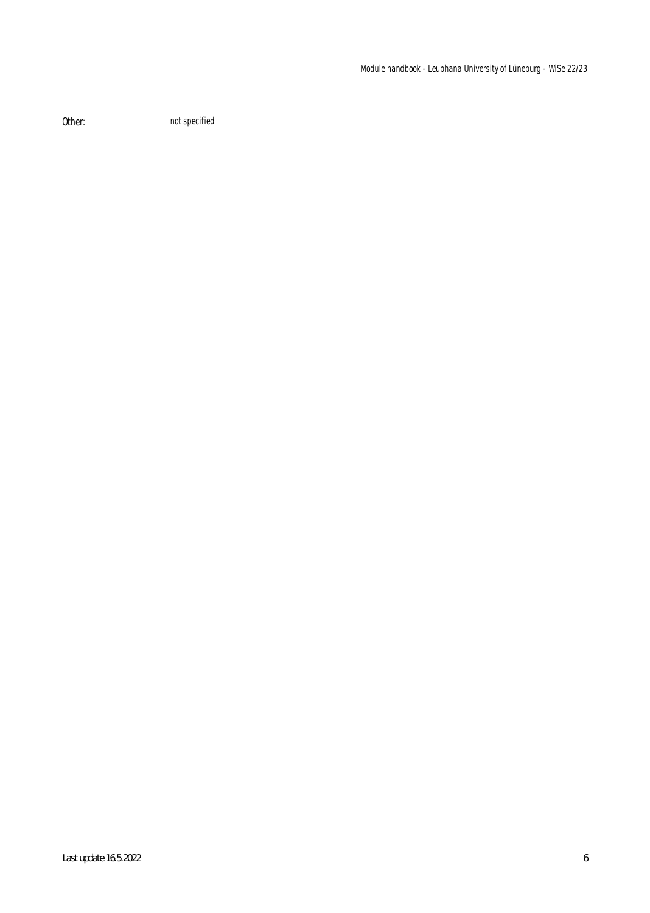Other: not specified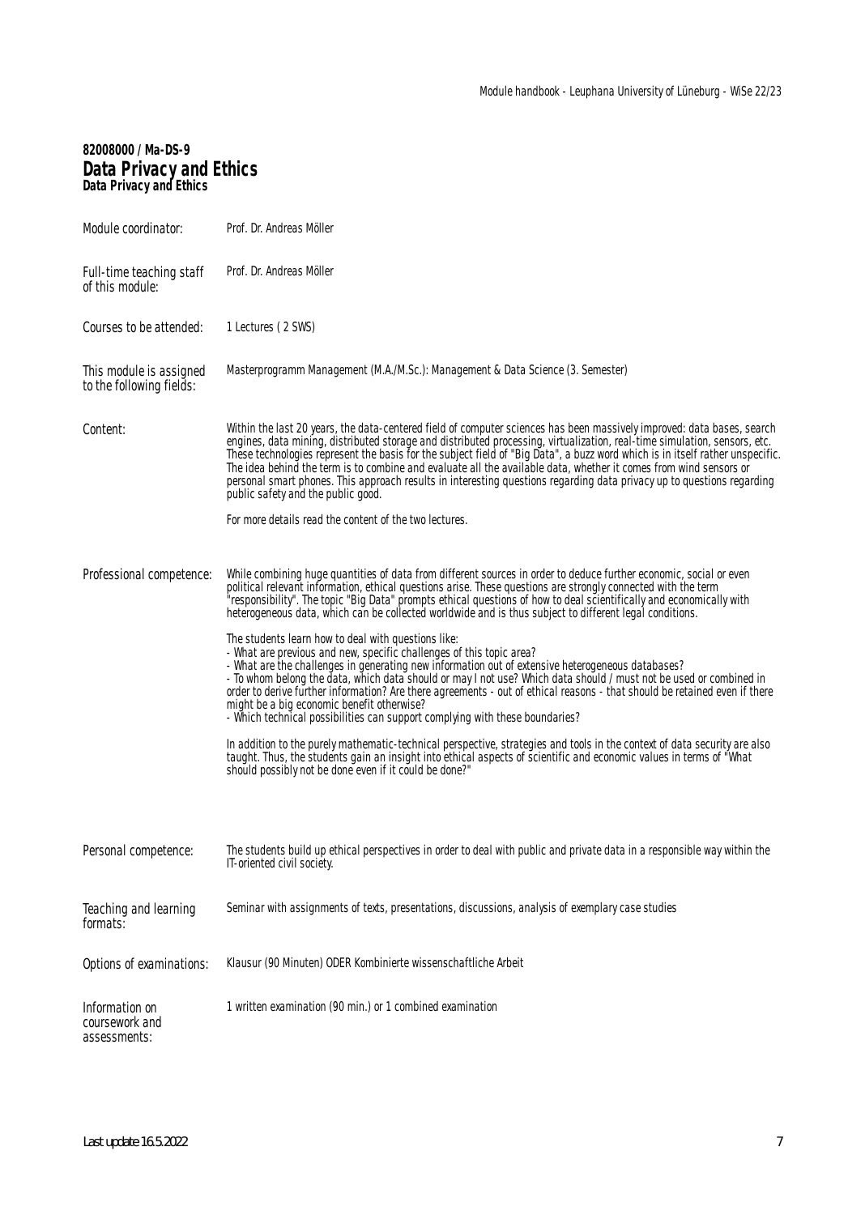**82008000 / Ma-DS-9**

## Data Privacy and Ethics

**Data Privacy and Ethics**

| | |
|---|---|
| Module coordinator: | Prof. Dr. Andreas Möller |
| Full-time teaching staff of this module: | Prof. Dr. Andreas Möller |
| Courses to be attended: | 1 Lectures ( 2 SWS) |
| This module is assigned to the following fields: | Masterprogramm Management (M.A./M.Sc.): Management & Data Science (3. Semester) |

**Content:**

Within the last 20 years, the data-centered field of computer sciences has been massively improved: data bases, search engines, data mining, distributed storage and distributed processing, virtualization, real-time simulation, sensors, etc. These technologies represent the basis for the subject field of "Big Data", a buzz word which is in itself rather unspecific. The idea behind the term is to combine and evaluate all the available data, whether it comes from wind sensors or personal smart phones. This approach results in interesting questions regarding data privacy up to questions regarding public safety and the public good.

For more details read the content of the two lectures.

**Professional competence:**

While combining huge quantities of data from different sources in order to deduce further economic, social or even political relevant information, ethical questions arise. These questions are strongly connected with the term "responsibility". The topic "Big Data" prompts ethical questions of how to deal scientifically and economically with heterogeneous data, which can be collected worldwide and is thus subject to different legal conditions.

The students learn how to deal with questions like:
- What are previous and new, specific challenges of this topic area?
- What are the challenges in generating new information out of extensive heterogeneous databases?
- To whom belong the data, which data should or may I not use? Which data should / must not be used or combined in order to derive further information? Are there agreements - out of ethical reasons - that should be retained even if there might be a big economic benefit otherwise?
- Which technical possibilities can support complying with these boundaries?

In addition to the purely mathematic-technical perspective, strategies and tools in the context of data security are also taught. Thus, the students gain an insight into ethical aspects of scientific and economic values in terms of "What should possibly not be done even if it could be done?"

**Personal competence:**

The students build up ethical perspectives in order to deal with public and private data in a responsible way within the IT-oriented civil society.

| | |
|---|---|
| Teaching and learning formats: | Seminar with assignments of texts, presentations, discussions, analysis of exemplary case studies |
| Options of examinations: | Klausur (90 Minuten) ODER Kombinierte wissenschaftliche Arbeit |
| Information on coursework and assessments: | 1 written examination (90 min.) or 1 combined examination |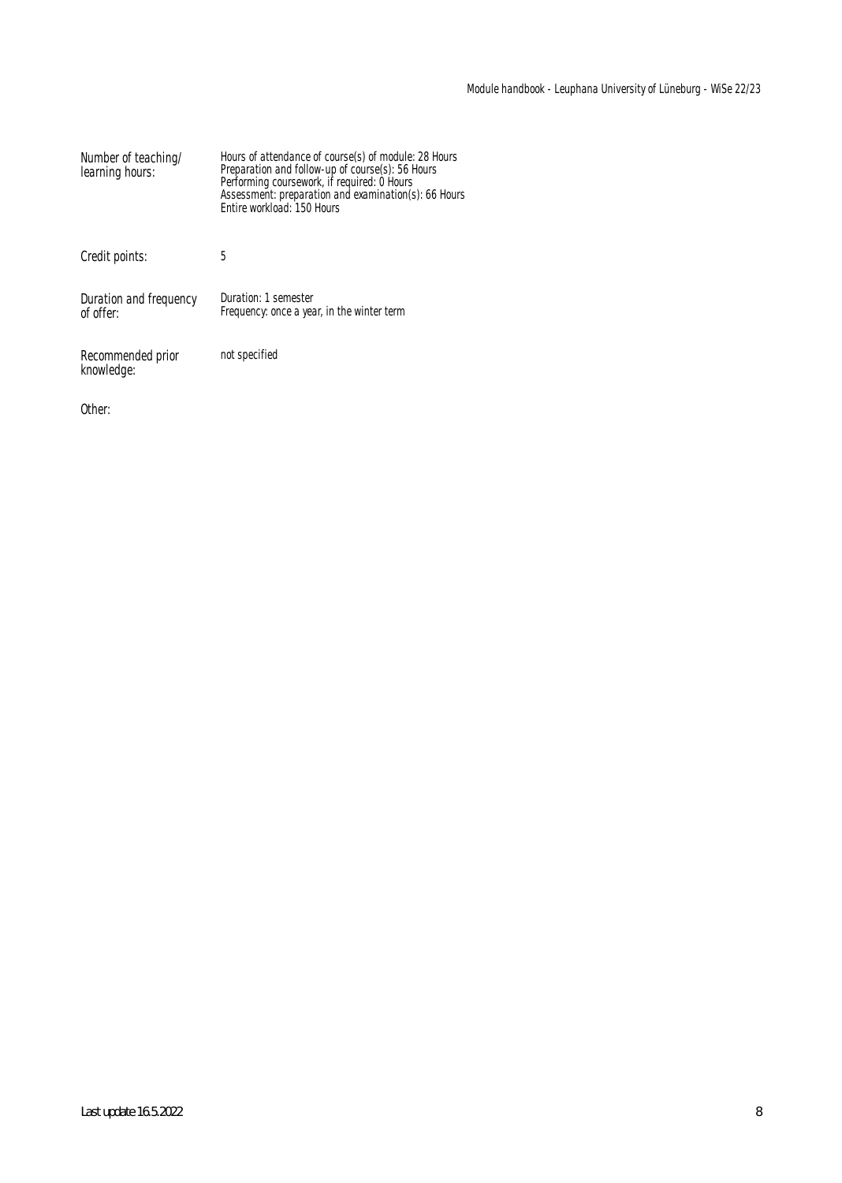| | |
|---|---|
| Number of teaching/ learning hours: | Hours of attendance of course(s) of module: 28 Hours<br>Preparation and follow-up of course(s): 56 Hours<br>Performing coursework, if required: 0 Hours<br>Assessment: preparation and examination(s): 66 Hours<br>Entire workload: 150 Hours |
| Credit points: | 5 |
| Duration and frequency of offer: | Duration: 1 semester<br>Frequency: once a year, in the winter term |
| Recommended prior knowledge: | not specified |
| Other: | |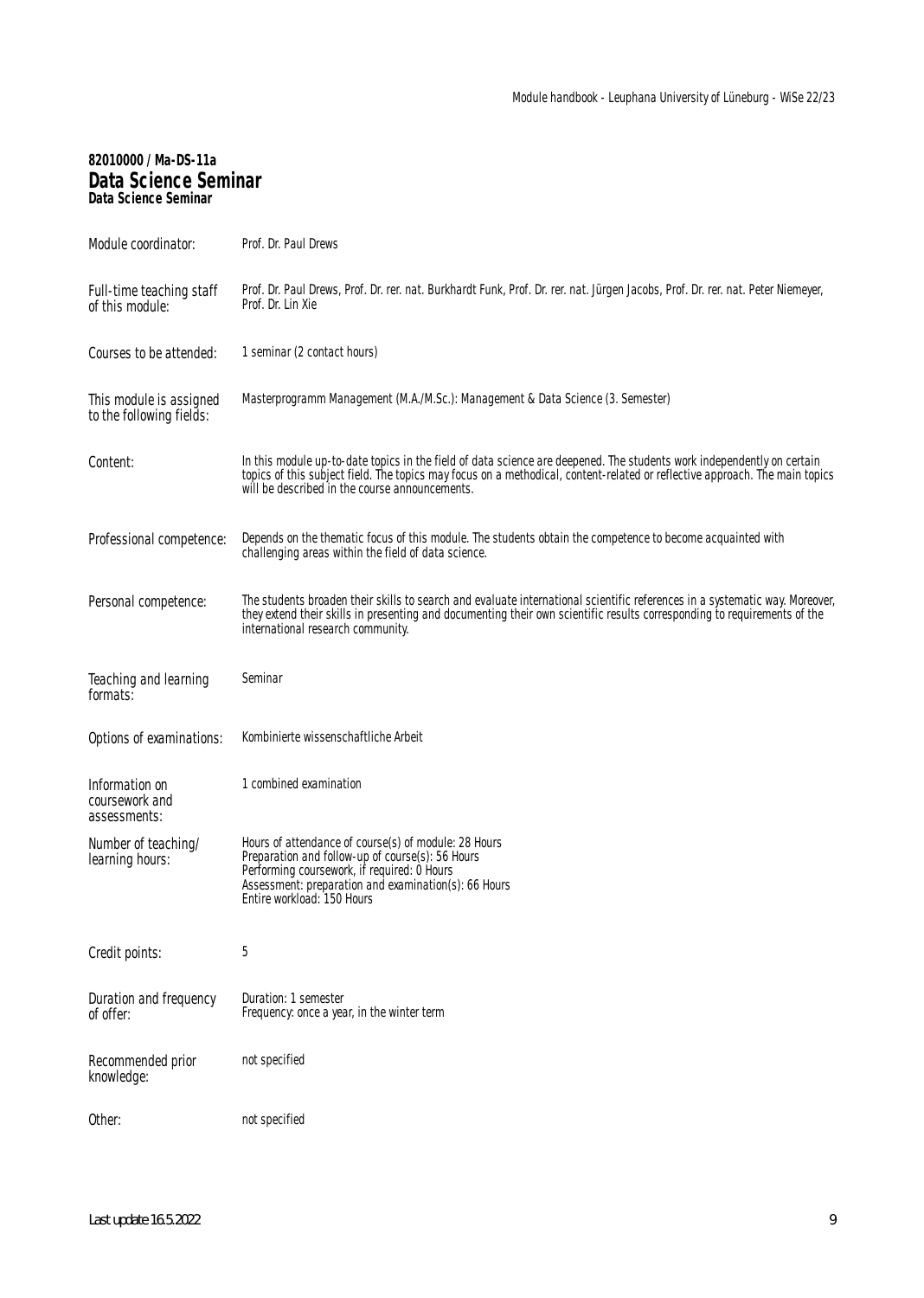**82010000 / Ma-DS-11a**

# Data Science Seminar

**Data Science Seminar**

| | |
|---|---|
| Module coordinator: | Prof. Dr. Paul Drews |
| Full-time teaching staff of this module: | Prof. Dr. Paul Drews, Prof. Dr. rer. nat. Burkhardt Funk, Prof. Dr. rer. nat. Jürgen Jacobs, Prof. Dr. rer. nat. Peter Niemeyer, Prof. Dr. Lin Xie |
| Courses to be attended: | 1 seminar (2 contact hours) |
| This module is assigned to the following fields: | Masterprogramm Management (M.A./M.Sc.): Management & Data Science (3. Semester) |
| Content: | In this module up-to-date topics in the field of data science are deepened. The students work independently on certain topics of this subject field. The topics may focus on a methodical, content-related or reflective approach. The main topics will be described in the course announcements. |
| Professional competence: | Depends on the thematic focus of this module. The students obtain the competence to become acquainted with challenging areas within the field of data science. |
| Personal competence: | The students broaden their skills to search and evaluate international scientific references in a systematic way. Moreover, they extend their skills in presenting and documenting their own scientific results corresponding to requirements of the international research community. |
| Teaching and learning formats: | Seminar |
| Options of examinations: | Kombinierte wissenschaftliche Arbeit |
| Information on coursework and assessments: | 1 combined examination |
| Number of teaching/ learning hours: | Hours of attendance of course(s) of module: 28 Hours<br>Preparation and follow-up of course(s): 56 Hours<br>Performing coursework, if required: 0 Hours<br>Assessment: preparation and examination(s): 66 Hours<br>Entire workload: 150 Hours |
| Credit points: | 5 |
| Duration and frequency of offer: | Duration: 1 semester<br>Frequency: once a year, in the winter term |
| Recommended prior knowledge: | not specified |
| Other: | not specified |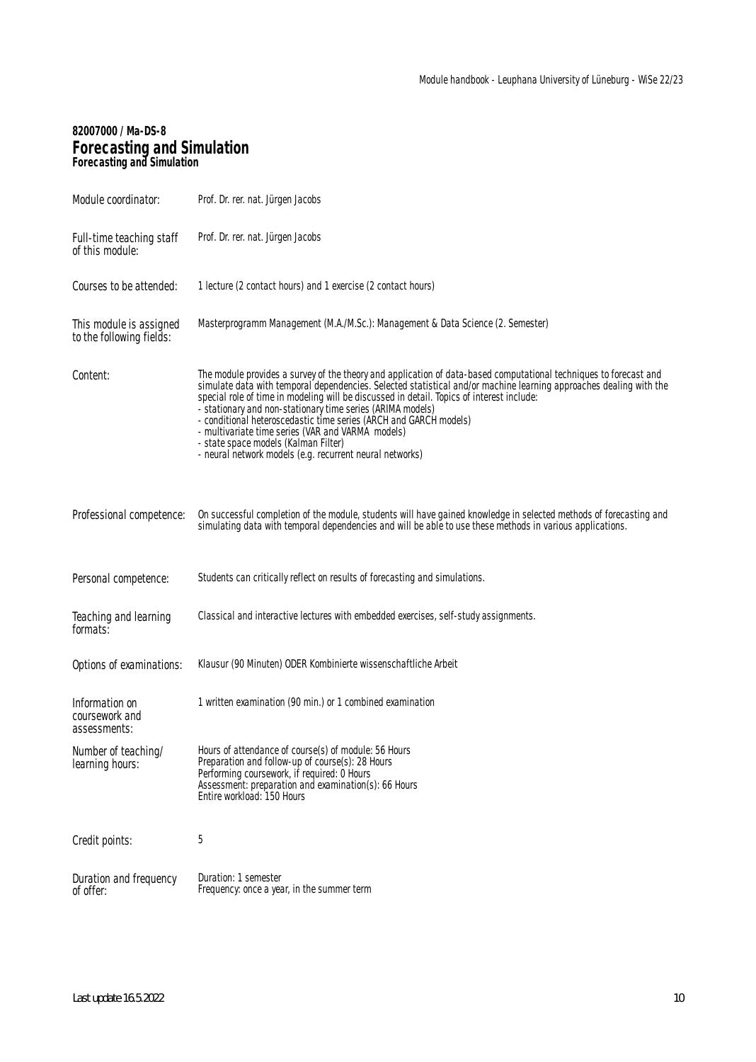**82007000 / Ma-DS-8**

# Forecasting and Simulation

**Forecasting and Simulation**

| | |
|---|---|
| Module coordinator: | Prof. Dr. rer. nat. Jürgen Jacobs |
| Full-time teaching staff of this module: | Prof. Dr. rer. nat. Jürgen Jacobs |
| Courses to be attended: | 1 lecture (2 contact hours) and 1 exercise (2 contact hours) |
| This module is assigned to the following fields: | Masterprogramm Management (M.A./M.Sc.): Management & Data Science (2. Semester) |
| Content: | The module provides a survey of the theory and application of data-based computational techniques to forecast and simulate data with temporal dependencies. Selected statistical and/or machine learning approaches dealing with the special role of time in modeling will be discussed in detail. Topics of interest include:<br>- stationary and non-stationary time series (ARIMA models)<br>- conditional heteroscedastic time series (ARCH and GARCH models)<br>- multivariate time series (VAR and VARMA models)<br>- state space models (Kalman Filter)<br>- neural network models (e.g. recurrent neural networks) |
| Professional competence: | On successful completion of the module, students will have gained knowledge in selected methods of forecasting and simulating data with temporal dependencies and will be able to use these methods in various applications. |
| Personal competence: | Students can critically reflect on results of forecasting and simulations. |
| Teaching and learning formats: | Classical and interactive lectures with embedded exercises, self-study assignments. |
| Options of examinations: | Klausur (90 Minuten) ODER Kombinierte wissenschaftliche Arbeit |
| Information on coursework and assessments: | 1 written examination (90 min.) or 1 combined examination |
| Number of teaching/ learning hours: | Hours of attendance of course(s) of module: 56 Hours<br>Preparation and follow-up of course(s): 28 Hours<br>Performing coursework, if required: 0 Hours<br>Assessment: preparation and examination(s): 66 Hours<br>Entire workload: 150 Hours |
| Credit points: | 5 |
| Duration and frequency of offer: | Duration: 1 semester<br>Frequency: once a year, in the summer term |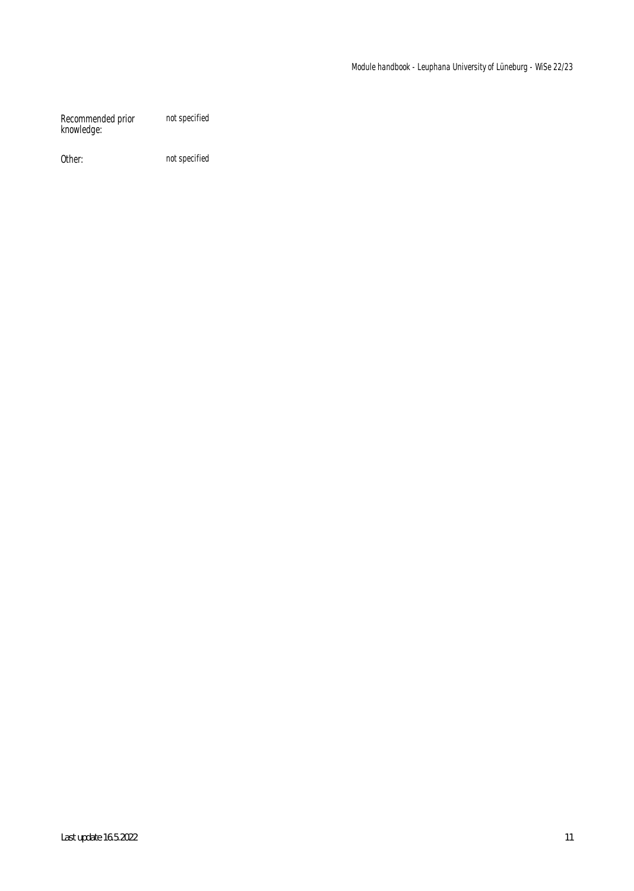| | |
|---|---|
| Recommended prior knowledge: | not specified |
| Other: | not specified |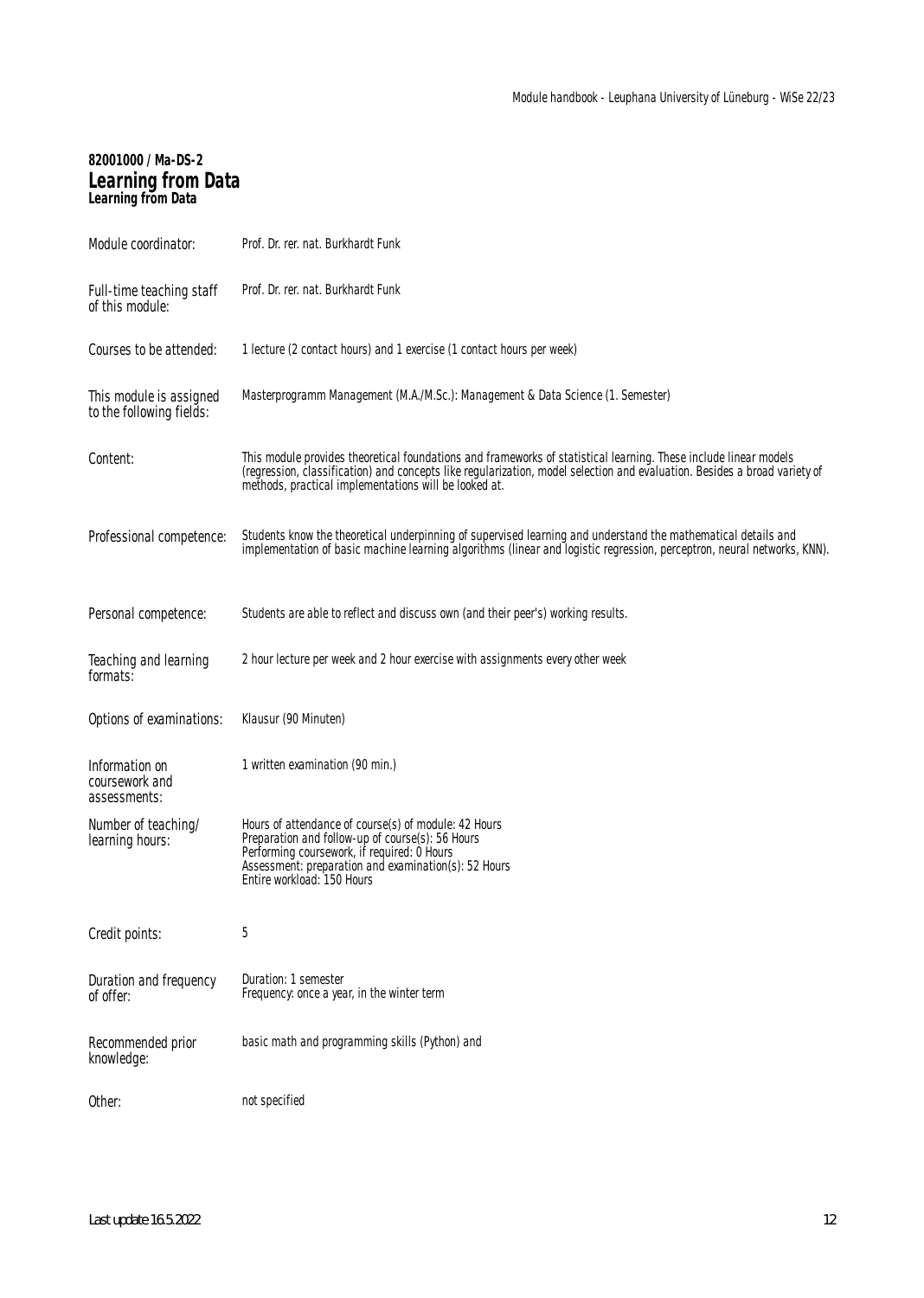**82001000 / Ma-DS-2**

## Learning from Data

**Learning from Data**

| | |
|---|---|
| Module coordinator: | Prof. Dr. rer. nat. Burkhardt Funk |
| Full-time teaching staff of this module: | Prof. Dr. rer. nat. Burkhardt Funk |
| Courses to be attended: | 1 lecture (2 contact hours) and 1 exercise (1 contact hours per week) |
| This module is assigned to the following fields: | Masterprogramm Management (M.A./M.Sc.): Management & Data Science (1. Semester) |
| Content: | This module provides theoretical foundations and frameworks of statistical learning. These include linear models (regression, classification) and concepts like regularization, model selection and evaluation. Besides a broad variety of methods, practical implementations will be looked at. |
| Professional competence: | Students know the theoretical underpinning of supervised learning and understand the mathematical details and implementation of basic machine learning algorithms (linear and logistic regression, perceptron, neural networks, KNN). |
| Personal competence: | Students are able to reflect and discuss own (and their peer's) working results. |
| Teaching and learning formats: | 2 hour lecture per week and 2 hour exercise with assignments every other week |
| Options of examinations: | Klausur (90 Minuten) |
| Information on coursework and assessments: | 1 written examination (90 min.) |
| Number of teaching/ learning hours: | Hours of attendance of course(s) of module: 42 Hours<br>Preparation and follow-up of course(s): 56 Hours<br>Performing coursework, if required: 0 Hours<br>Assessment: preparation and examination(s): 52 Hours<br>Entire workload: 150 Hours |
| Credit points: | 5 |
| Duration and frequency of offer: | Duration: 1 semester<br>Frequency: once a year, in the winter term |
| Recommended prior knowledge: | basic math and programming skills (Python) and |
| Other: | not specified |

Last update 16.5.2022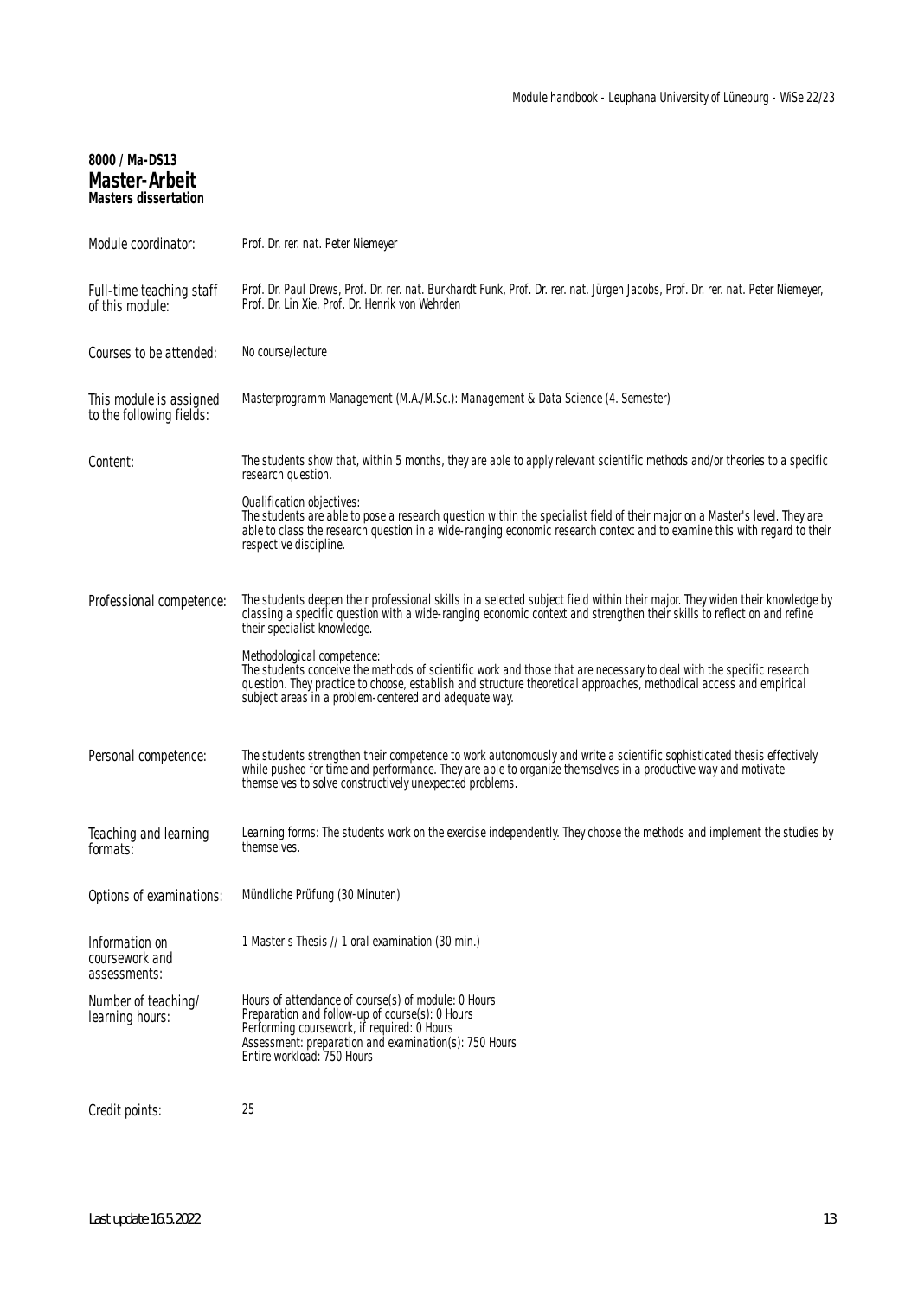**8000 / Ma-DS13**

# Master-Arbeit

**Masters dissertation**

| | |
|---|---|
| Module coordinator: | Prof. Dr. rer. nat. Peter Niemeyer |
| Full-time teaching staff of this module: | Prof. Dr. Paul Drews, Prof. Dr. rer. nat. Burkhardt Funk, Prof. Dr. rer. nat. Jürgen Jacobs, Prof. Dr. rer. nat. Peter Niemeyer, Prof. Dr. Lin Xie, Prof. Dr. Henrik von Wehrden |
| Courses to be attended: | No course/lecture |
| This module is assigned to the following fields: | Masterprogramm Management (M.A./M.Sc.): Management & Data Science (4. Semester) |
| Content: | The students show that, within 5 months, they are able to apply relevant scientific methods and/or theories to a specific research question.<br><br>Qualification objectives:<br>The students are able to pose a research question within the specialist field of their major on a Master's level. They are able to class the research question in a wide-ranging economic research context and to examine this with regard to their respective discipline. |
| Professional competence: | The students deepen their professional skills in a selected subject field within their major. They widen their knowledge by classing a specific question with a wide-ranging economic context and strengthen their skills to reflect on and refine their specialist knowledge.<br><br>Methodological competence:<br>The students conceive the methods of scientific work and those that are necessary to deal with the specific research question. They practice to choose, establish and structure theoretical approaches, methodical access and empirical subject areas in a problem-centered and adequate way. |
| Personal competence: | The students strengthen their competence to work autonomously and write a scientific sophisticated thesis effectively while pushed for time and performance. They are able to organize themselves in a productive way and motivate themselves to solve constructively unexpected problems. |
| Teaching and learning formats: | Learning forms: The students work on the exercise independently. They choose the methods and implement the studies by themselves. |
| Options of examinations: | Mündliche Prüfung (30 Minuten) |
| Information on coursework and assessments: | 1 Master's Thesis // 1 oral examination (30 min.) |
| Number of teaching/learning hours: | Hours of attendance of course(s) of module: 0 Hours<br>Preparation and follow-up of course(s): 0 Hours<br>Performing coursework, if required: 0 Hours<br>Assessment: preparation and examination(s): 750 Hours<br>Entire workload: 750 Hours |
| Credit points: | 25 |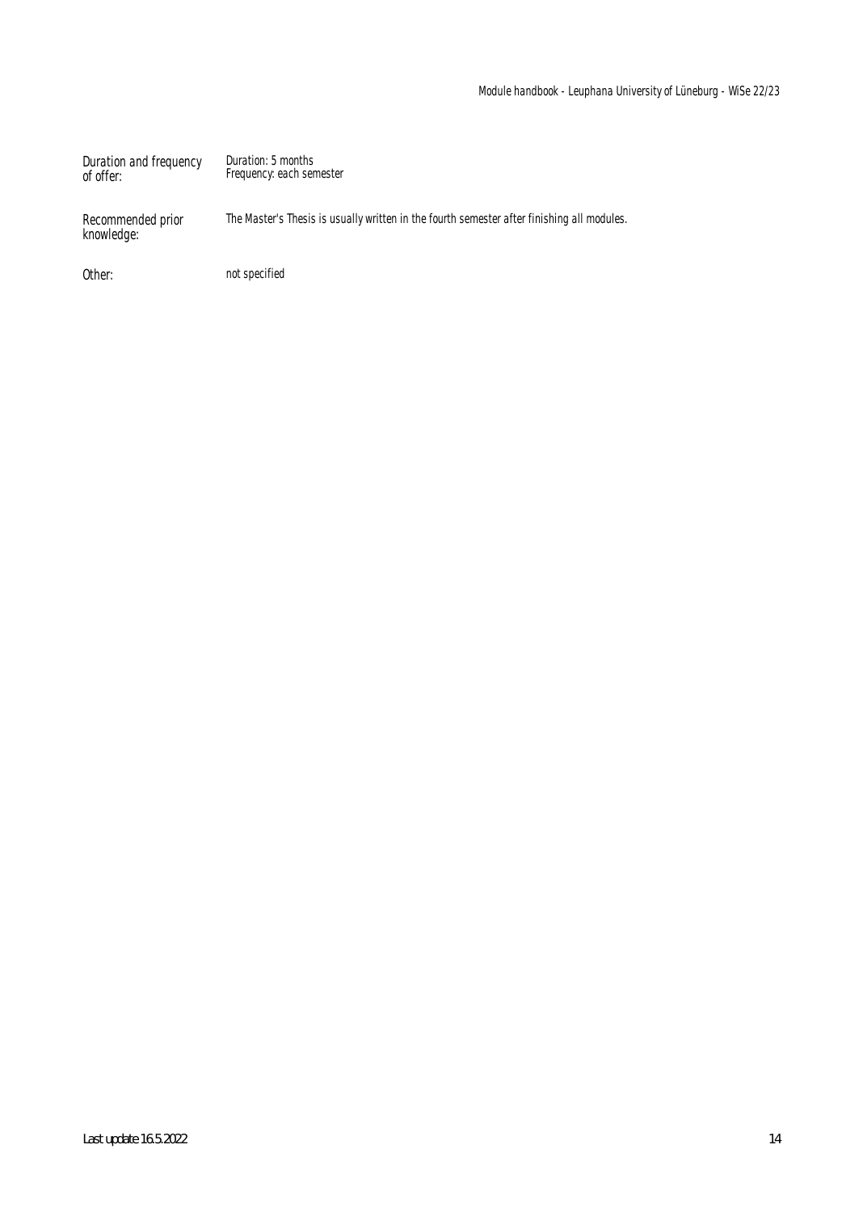| | |
|---|---|
| Duration and frequency of offer: | Duration: 5 months<br>Frequency: each semester |
| Recommended prior knowledge: | The Master's Thesis is usually written in the fourth semester after finishing all modules. |
| Other: | not specified |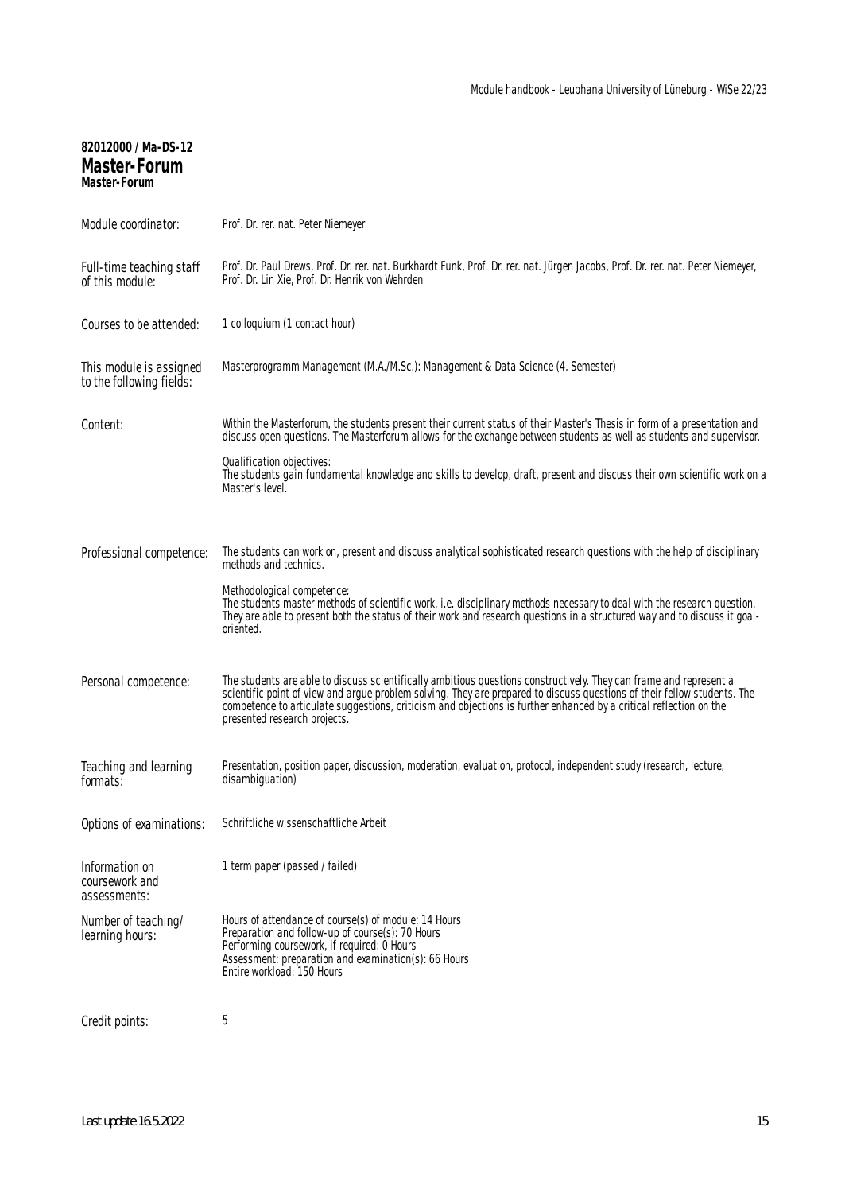**82012000 / Ma-DS-12**

# Master-Forum

**Master-Forum**

| | |
|---|---|
| Module coordinator: | Prof. Dr. rer. nat. Peter Niemeyer |
| Full-time teaching staff of this module: | Prof. Dr. Paul Drews, Prof. Dr. rer. nat. Burkhardt Funk, Prof. Dr. rer. nat. Jürgen Jacobs, Prof. Dr. rer. nat. Peter Niemeyer, Prof. Dr. Lin Xie, Prof. Dr. Henrik von Wehrden |
| Courses to be attended: | 1 colloquium (1 contact hour) |
| This module is assigned to the following fields: | Masterprogramm Management (M.A./M.Sc.): Management & Data Science (4. Semester) |
| Content: | Within the Masterforum, the students present their current status of their Master's Thesis in form of a presentation and discuss open questions. The Masterforum allows for the exchange between students as well as students and supervisor.<br><br>Qualification objectives:<br>The students gain fundamental knowledge and skills to develop, draft, present and discuss their own scientific work on a Master's level. |
| Professional competence: | The students can work on, present and discuss analytical sophisticated research questions with the help of disciplinary methods and technics.<br><br>Methodological competence:<br>The students master methods of scientific work, i.e. disciplinary methods necessary to deal with the research question. They are able to present both the status of their work and research questions in a structured way and to discuss it goal-oriented. |
| Personal competence: | The students are able to discuss scientifically ambitious questions constructively. They can frame and represent a scientific point of view and argue problem solving. They are prepared to discuss questions of their fellow students. The competence to articulate suggestions, criticism and objections is further enhanced by a critical reflection on the presented research projects. |
| Teaching and learning formats: | Presentation, position paper, discussion, moderation, evaluation, protocol, independent study (research, lecture, disambiguation) |
| Options of examinations: | Schriftliche wissenschaftliche Arbeit |
| Information on coursework and assessments: | 1 term paper (passed / failed) |
| Number of teaching/ learning hours: | Hours of attendance of course(s) of module: 14 Hours<br>Preparation and follow-up of course(s): 70 Hours<br>Performing coursework, if required: 0 Hours<br>Assessment: preparation and examination(s): 66 Hours<br>Entire workload: 150 Hours |
| Credit points: | 5 |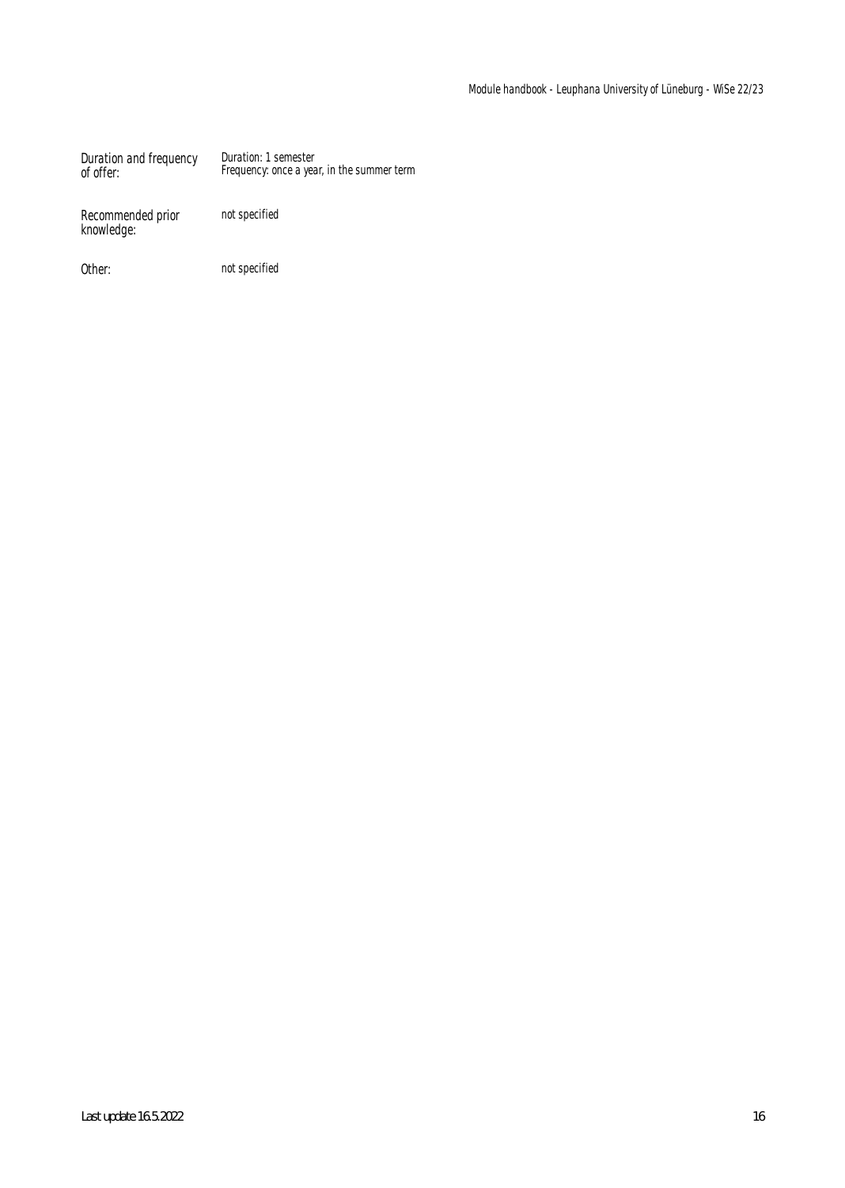| | |
|---|---|
| Duration and frequency of offer: | Duration: 1 semester<br>Frequency: once a year, in the summer term |
| Recommended prior knowledge: | not specified |
| Other: | not specified |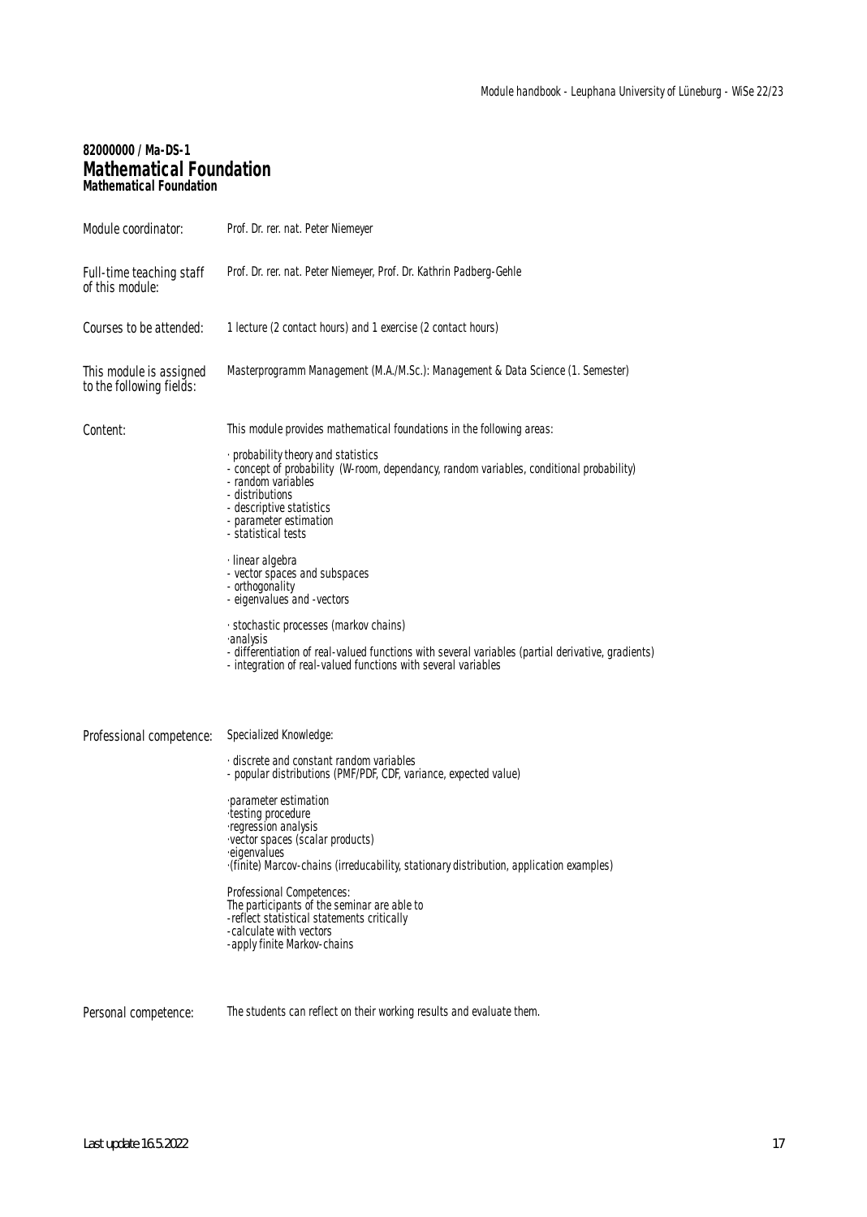**82000000 / Ma-DS-1**

# Mathematical Foundation

**Mathematical Foundation**

| | |
|---|---|
| Module coordinator: | Prof. Dr. rer. nat. Peter Niemeyer |
| Full-time teaching staff of this module: | Prof. Dr. rer. nat. Peter Niemeyer, Prof. Dr. Kathrin Padberg-Gehle |
| Courses to be attended: | 1 lecture (2 contact hours) and 1 exercise (2 contact hours) |
| This module is assigned to the following fields: | Masterprogramm Management (M.A./M.Sc.): Management & Data Science (1. Semester) |

**Content:**

This module provides mathematical foundations in the following areas:

· probability theory and statistics
- concept of probability (W-room, dependancy, random variables, conditional probability)
- random variables
- distributions
- descriptive statistics
- parameter estimation
- statistical tests

· linear algebra
- vector spaces and subspaces
- orthogonality
- eigenvalues and -vectors

· stochastic processes (markov chains)
·analysis
- differentiation of real-valued functions with several variables (partial derivative, gradients)
- integration of real-valued functions with several variables

**Professional competence:**

Specialized Knowledge:

· discrete and constant random variables
- popular distributions (PMF/PDF, CDF, variance, expected value)

·parameter estimation
·testing procedure
·regression analysis
·vector spaces (scalar products)
·eigenvalues
·(finite) Marcov-chains (irreducability, stationary distribution, application examples)

Professional Competences:
The participants of the seminar are able to
-reflect statistical statements critically
-calculate with vectors
-apply finite Markov-chains

**Personal competence:**

The students can reflect on their working results and evaluate them.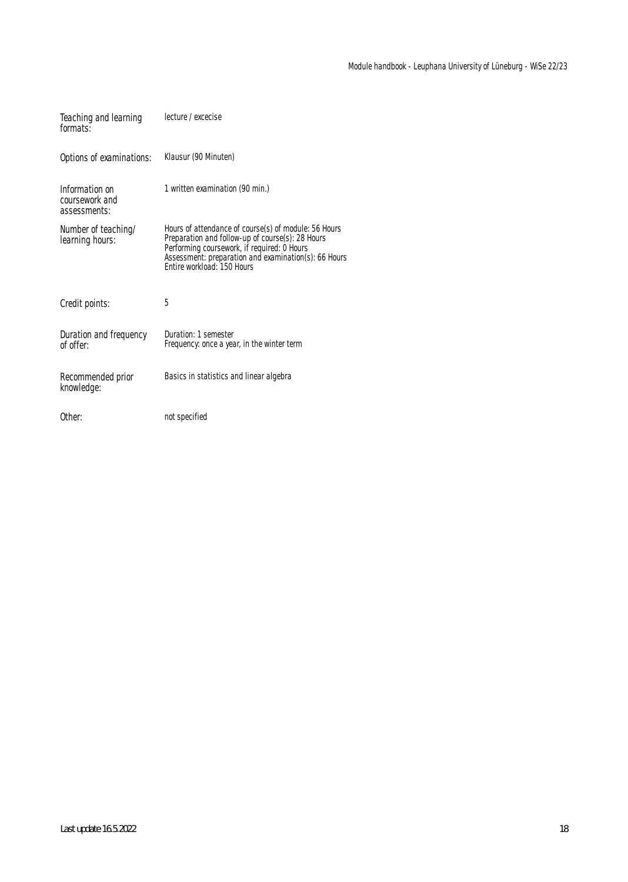| | |
|---|---|
| Teaching and learning formats: | lecture / excecise |
| Options of examinations: | Klausur (90 Minuten) |
| Information on coursework and assessments: | 1 written examination (90 min.) |
| Number of teaching/ learning hours: | Hours of attendance of course(s) of module: 56 Hours<br>Preparation and follow-up of course(s): 28 Hours<br>Performing coursework, if required: 0 Hours<br>Assessment: preparation and examination(s): 66 Hours<br>Entire workload: 150 Hours |
| Credit points: | 5 |
| Duration and frequency of offer: | Duration: 1 semester<br>Frequency: once a year, in the winter term |
| Recommended prior knowledge: | Basics in statistics and linear algebra |
| Other: | not specified |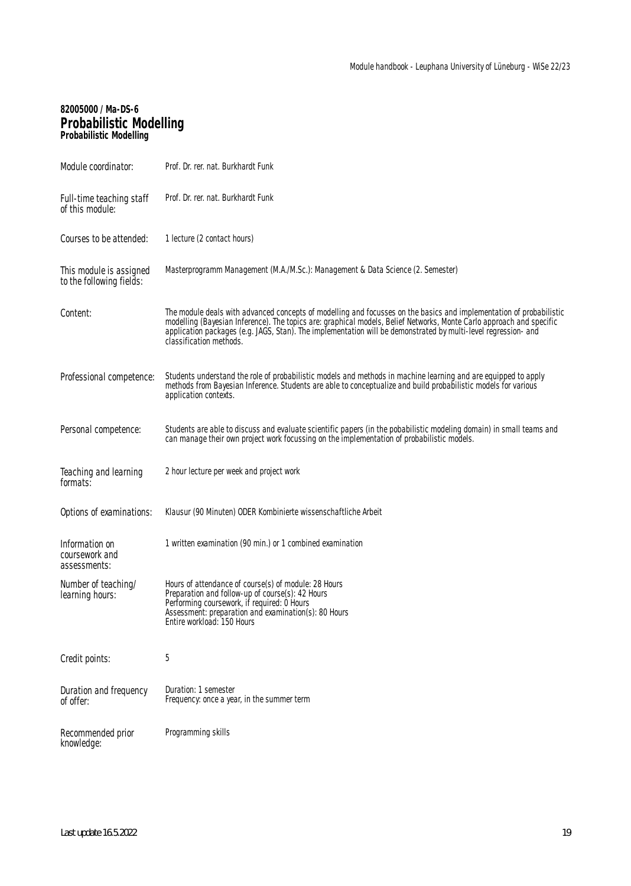**82005000 / Ma-DS-6**

## Probabilistic Modelling

**Probabilistic Modelling**

| | |
|---|---|
| Module coordinator: | Prof. Dr. rer. nat. Burkhardt Funk |
| Full-time teaching staff of this module: | Prof. Dr. rer. nat. Burkhardt Funk |
| Courses to be attended: | 1 lecture (2 contact hours) |
| This module is assigned to the following fields: | Masterprogramm Management (M.A./M.Sc.): Management & Data Science (2. Semester) |
| Content: | The module deals with advanced concepts of modelling and focusses on the basics and implementation of probabilistic modelling (Bayesian Inference). The topics are: graphical models, Belief Networks, Monte Carlo approach and specific application packages (e.g. JAGS, Stan). The implementation will be demonstrated by multi-level regression- and classification methods. |
| Professional competence: | Students understand the role of probabilistic models and methods in machine learning and are equipped to apply methods from Bayesian Inference. Students are able to conceptualize and build probabilistic models for various application contexts. |
| Personal competence: | Students are able to discuss and evaluate scientific papers (in the pobabilistic modeling domain) in small teams and can manage their own project work focussing on the implementation of probabilistic models. |
| Teaching and learning formats: | 2 hour lecture per week and project work |
| Options of examinations: | Klausur (90 Minuten) ODER Kombinierte wissenschaftliche Arbeit |
| Information on coursework and assessments: | 1 written examination (90 min.) or 1 combined examination |
| Number of teaching/ learning hours: | Hours of attendance of course(s) of module: 28 Hours<br>Preparation and follow-up of course(s): 42 Hours<br>Performing coursework, if required: 0 Hours<br>Assessment: preparation and examination(s): 80 Hours<br>Entire workload: 150 Hours |
| Credit points: | 5 |
| Duration and frequency of offer: | Duration: 1 semester<br>Frequency: once a year, in the summer term |
| Recommended prior knowledge: | Programming skills |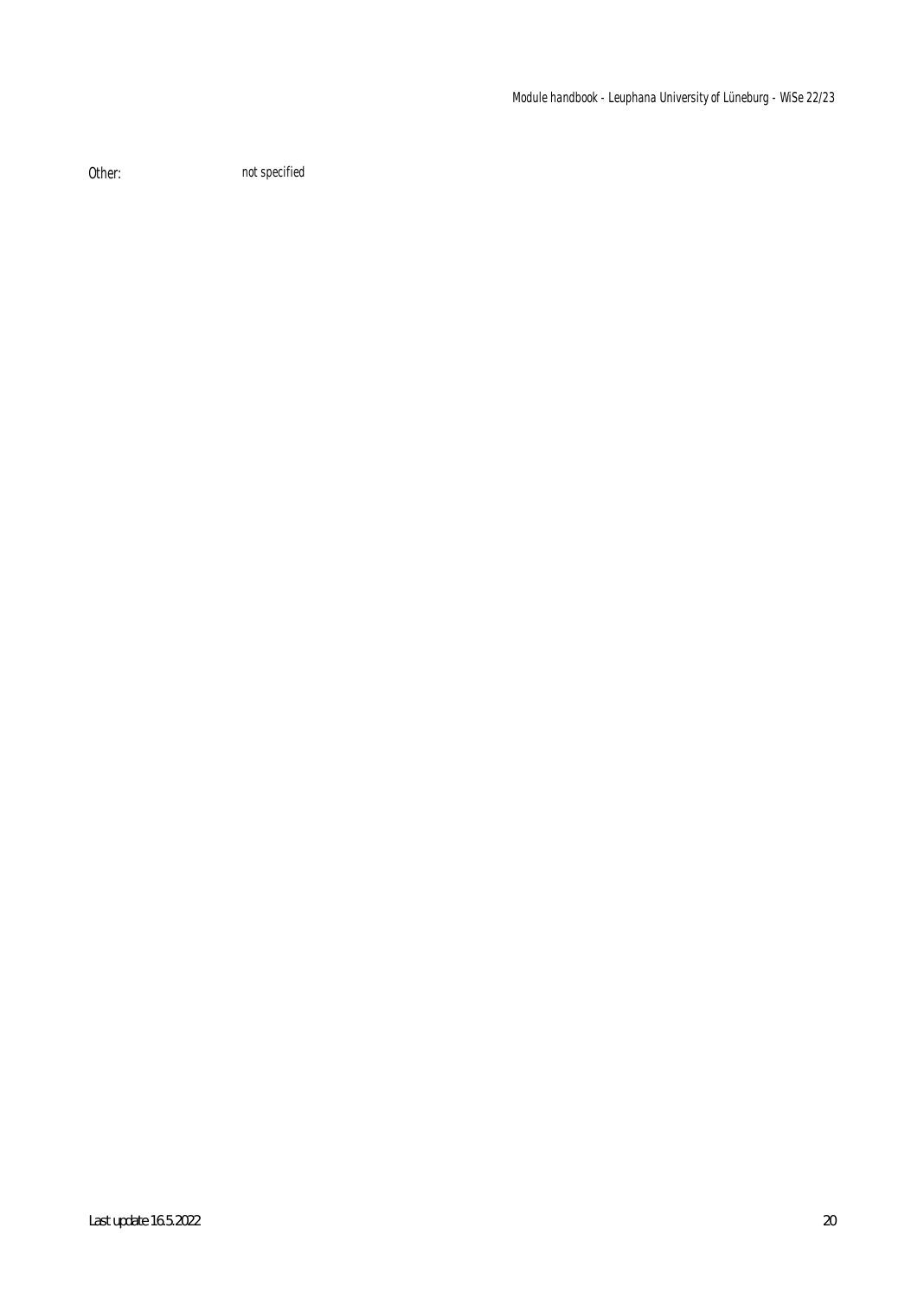Other: not specified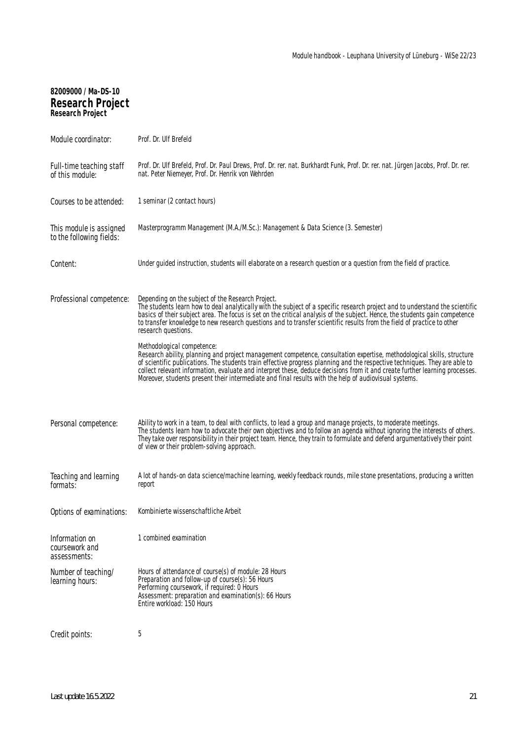**82009000 / Ma-DS-10**

## Research Project

**Research Project**

| | |
|---|---|
| Module coordinator: | Prof. Dr. Ulf Brefeld |
| Full-time teaching staff of this module: | Prof. Dr. Ulf Brefeld, Prof. Dr. Paul Drews, Prof. Dr. rer. nat. Burkhardt Funk, Prof. Dr. rer. nat. Jürgen Jacobs, Prof. Dr. rer. nat. Peter Niemeyer, Prof. Dr. Henrik von Wehrden |
| Courses to be attended: | 1 seminar (2 contact hours) |
| This module is assigned to the following fields: | Masterprogramm Management (M.A./M.Sc.): Management & Data Science (3. Semester) |
| Content: | Under guided instruction, students will elaborate on a research question or a question from the field of practice. |
| Professional competence: | Depending on the subject of the Research Project. The students learn how to deal analytically with the subject of a specific research project and to understand the scientific basics of their subject area. The focus is set on the critical analysis of the subject. Hence, the students gain competence to transfer knowledge to new research questions and to transfer scientific results from the field of practice to other research questions.<br><br>Methodological competence:<br>Research ability, planning and project management competence, consultation expertise, methodological skills, structure of scientific publications. The students train effective progress planning and the respective techniques. They are able to collect relevant information, evaluate and interpret these, deduce decisions from it and create further learning processes. Moreover, students present their intermediate and final results with the help of audiovisual systems. |
| Personal competence: | Ability to work in a team, to deal with conflicts, to lead a group and manage projects, to moderate meetings. The students learn how to advocate their own objectives and to follow an agenda without ignoring the interests of others. They take over responsibility in their project team. Hence, they train to formulate and defend argumentatively their point of view or their problem-solving approach. |
| Teaching and learning formats: | A lot of hands-on data science/machine learning, weekly feedback rounds, mile stone presentations, producing a written report |
| Options of examinations: | Kombinierte wissenschaftliche Arbeit |
| Information on coursework and assessments: | 1 combined examination |
| Number of teaching/ learning hours: | Hours of attendance of course(s) of module: 28 Hours<br>Preparation and follow-up of course(s): 56 Hours<br>Performing coursework, if required: 0 Hours<br>Assessment: preparation and examination(s): 66 Hours<br>Entire workload: 150 Hours |
| Credit points: | 5 |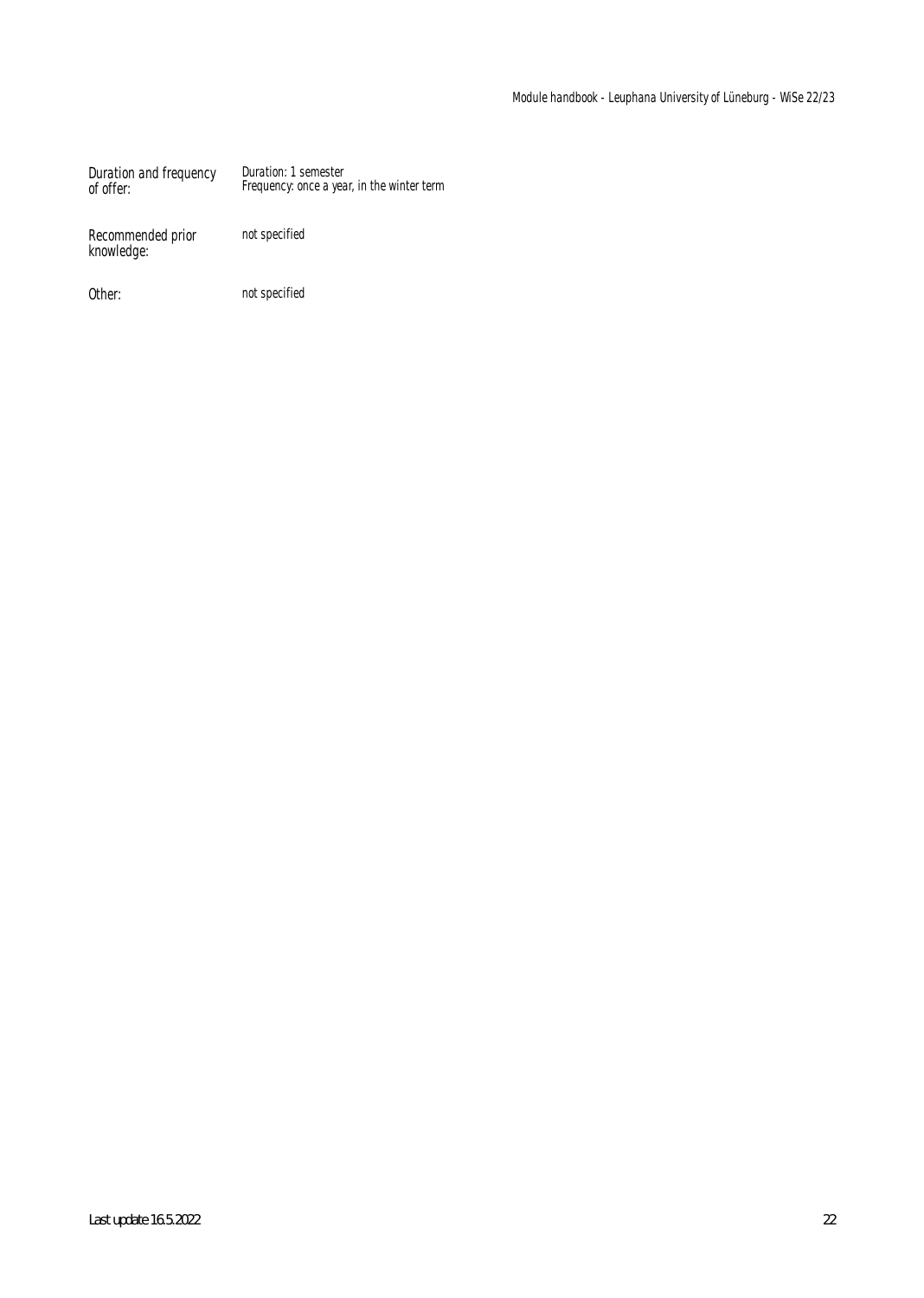| | |
|---|---|
| Duration and frequency of offer: | Duration: 1 semester<br>Frequency: once a year, in the winter term |
| Recommended prior knowledge: | not specified |
| Other: | not specified |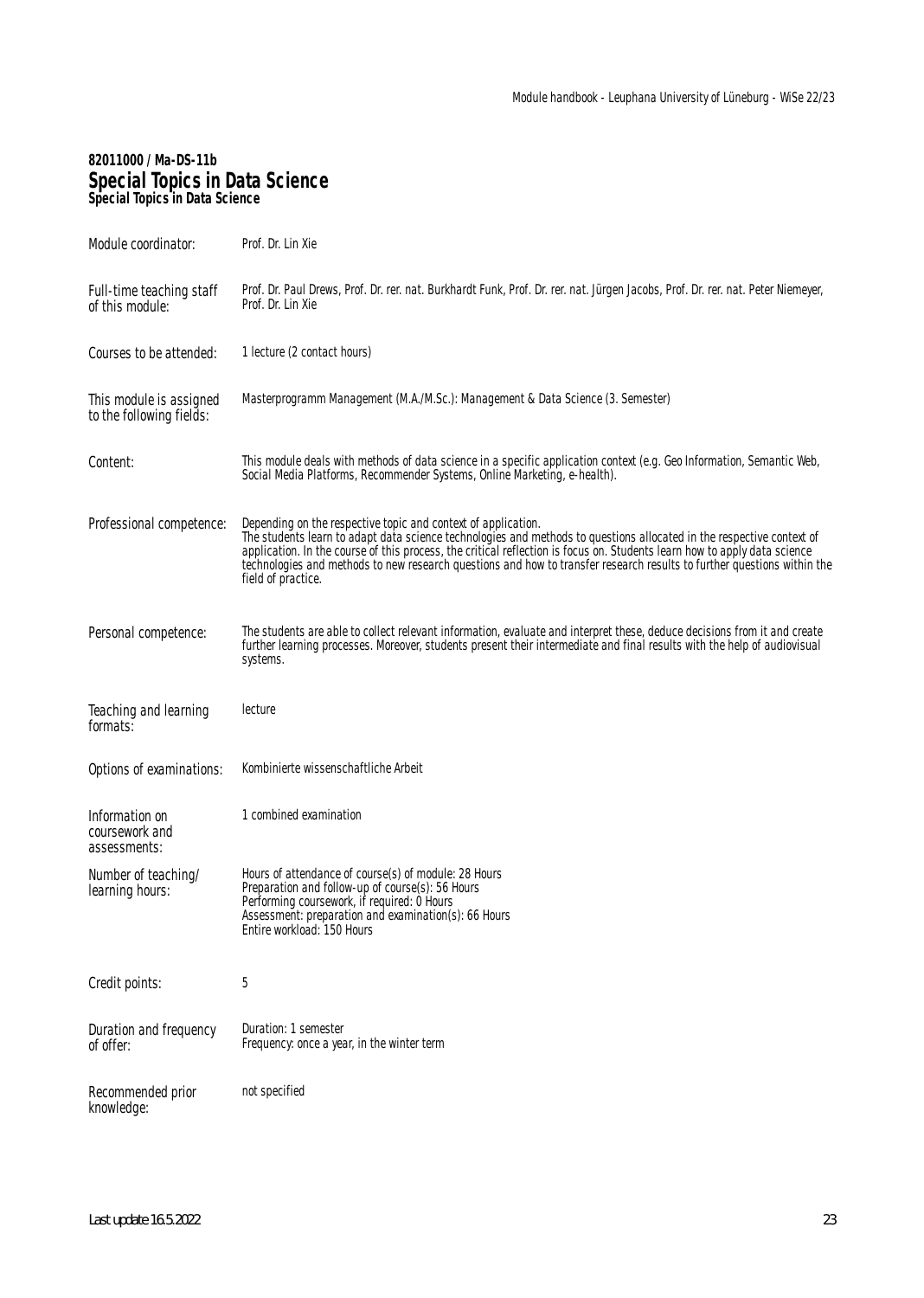**82011000 / Ma-DS-11b**

# Special Topics in Data Science

**Special Topics in Data Science**

| | |
|---|---|
| Module coordinator: | Prof. Dr. Lin Xie |
| Full-time teaching staff of this module: | Prof. Dr. Paul Drews, Prof. Dr. rer. nat. Burkhardt Funk, Prof. Dr. rer. nat. Jürgen Jacobs, Prof. Dr. rer. nat. Peter Niemeyer, Prof. Dr. Lin Xie |
| Courses to be attended: | 1 lecture (2 contact hours) |
| This module is assigned to the following fields: | Masterprogramm Management (M.A./M.Sc.): Management & Data Science (3. Semester) |
| Content: | This module deals with methods of data science in a specific application context (e.g. Geo Information, Semantic Web, Social Media Platforms, Recommender Systems, Online Marketing, e-health). |
| Professional competence: | Depending on the respective topic and context of application.<br>The students learn to adapt data science technologies and methods to questions allocated in the respective context of application. In the course of this process, the critical reflection is focus on. Students learn how to apply data science technologies and methods to new research questions and how to transfer research results to further questions within the field of practice. |
| Personal competence: | The students are able to collect relevant information, evaluate and interpret these, deduce decisions from it and create further learning processes. Moreover, students present their intermediate and final results with the help of audiovisual systems. |
| Teaching and learning formats: | lecture |
| Options of examinations: | Kombinierte wissenschaftliche Arbeit |
| Information on coursework and assessments: | 1 combined examination |
| Number of teaching/ learning hours: | Hours of attendance of course(s) of module: 28 Hours<br>Preparation and follow-up of course(s): 56 Hours<br>Performing coursework, if required: 0 Hours<br>Assessment: preparation and examination(s): 66 Hours<br>Entire workload: 150 Hours |
| Credit points: | 5 |
| Duration and frequency of offer: | Duration: 1 semester<br>Frequency: once a year, in the winter term |
| Recommended prior knowledge: | not specified |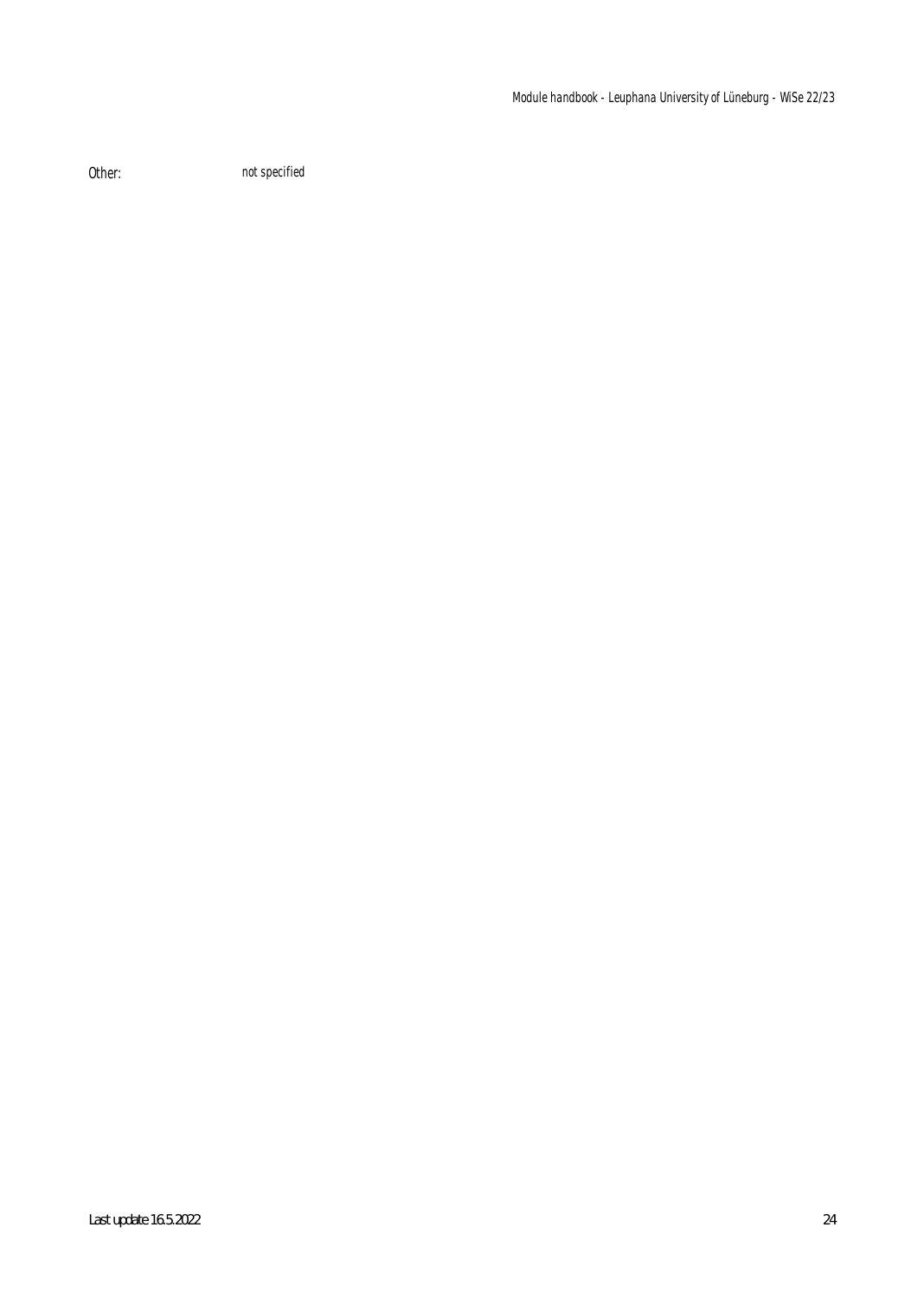Other: not specified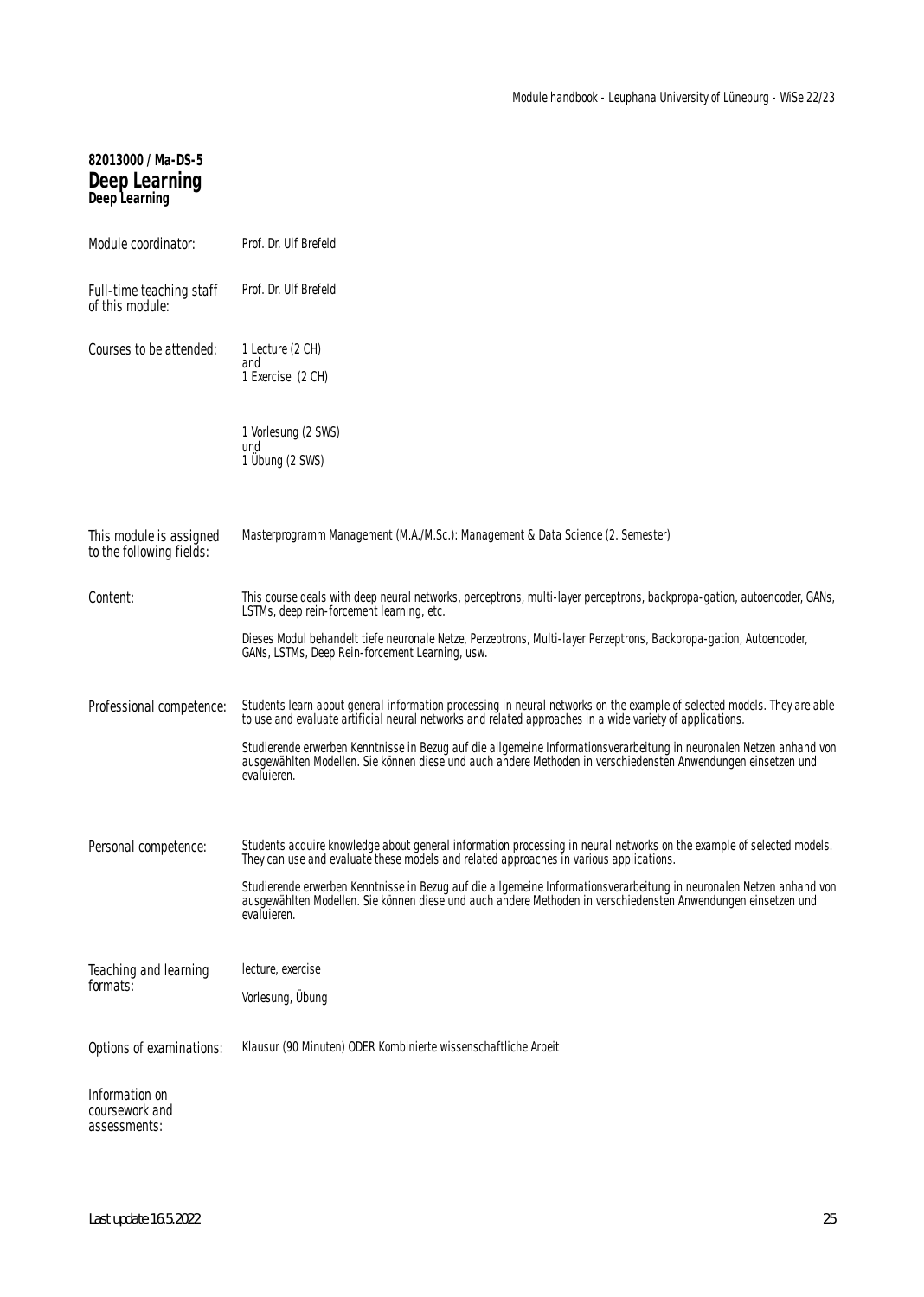**82013000 / Ma-DS-5**

## Deep Learning

**Deep Learning**

| | |
|---|---|
| Module coordinator: | Prof. Dr. Ulf Brefeld |
| Full-time teaching staff of this module: | Prof. Dr. Ulf Brefeld |
| Courses to be attended: | 1 Lecture (2 CH)<br>and<br>1 Exercise (2 CH)<br><br>1 Vorlesung (2 SWS)<br>und<br>1 Übung (2 SWS) |
| This module is assigned to the following fields: | Masterprogramm Management (M.A./M.Sc.): Management & Data Science (2. Semester) |
| Content: | This course deals with deep neural networks, perceptrons, multi-layer perceptrons, backpropa-gation, autoencoder, GANs, LSTMs, deep rein-forcement learning, etc.<br><br>Dieses Modul behandelt tiefe neuronale Netze, Perzeptrons, Multi-layer Perzeptrons, Backpropa-gation, Autoencoder, GANs, LSTMs, Deep Rein-forcement Learning, usw. |
| Professional competence: | Students learn about general information processing in neural networks on the example of selected models. They are able to use and evaluate artificial neural networks and related approaches in a wide variety of applications.<br><br>Studierende erwerben Kenntnisse in Bezug auf die allgemeine Informationsverarbeitung in neuronalen Netzen anhand von ausgewählten Modellen. Sie können diese und auch andere Methoden in verschiedensten Anwendungen einsetzen und evaluieren. |
| Personal competence: | Students acquire knowledge about general information processing in neural networks on the example of selected models. They can use and evaluate these models and related approaches in various applications.<br><br>Studierende erwerben Kenntnisse in Bezug auf die allgemeine Informationsverarbeitung in neuronalen Netzen anhand von ausgewählten Modellen. Sie können diese und auch andere Methoden in verschiedensten Anwendungen einsetzen und evaluieren. |
| Teaching and learning formats: | lecture, exercise<br><br>Vorlesung, Übung |
| Options of examinations: | Klausur (90 Minuten) ODER Kombinierte wissenschaftliche Arbeit |
| Information on coursework and assessments: | |

Last update 16.5.2022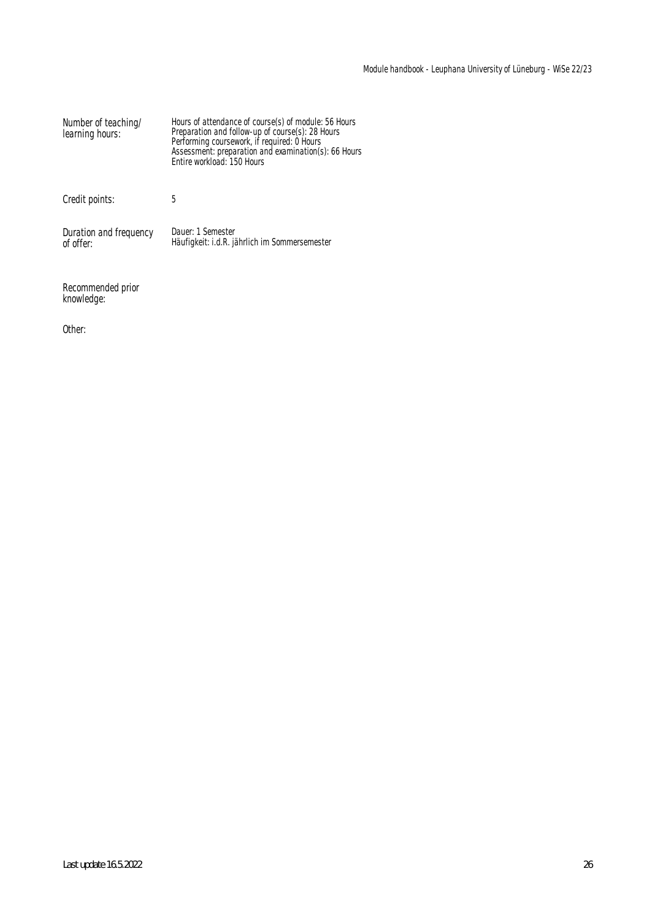| | |
|---|---|
| Number of teaching/ learning hours: | Hours of attendance of course(s) of module: 56 Hours<br>Preparation and follow-up of course(s): 28 Hours<br>Performing coursework, if required: 0 Hours<br>Assessment: preparation and examination(s): 66 Hours<br>Entire workload: 150 Hours |
| Credit points: | 5 |
| Duration and frequency of offer: | Dauer: 1 Semester<br>Häufigkeit: i.d.R. jährlich im Sommersemester |
| Recommended prior knowledge: | |
| Other: | |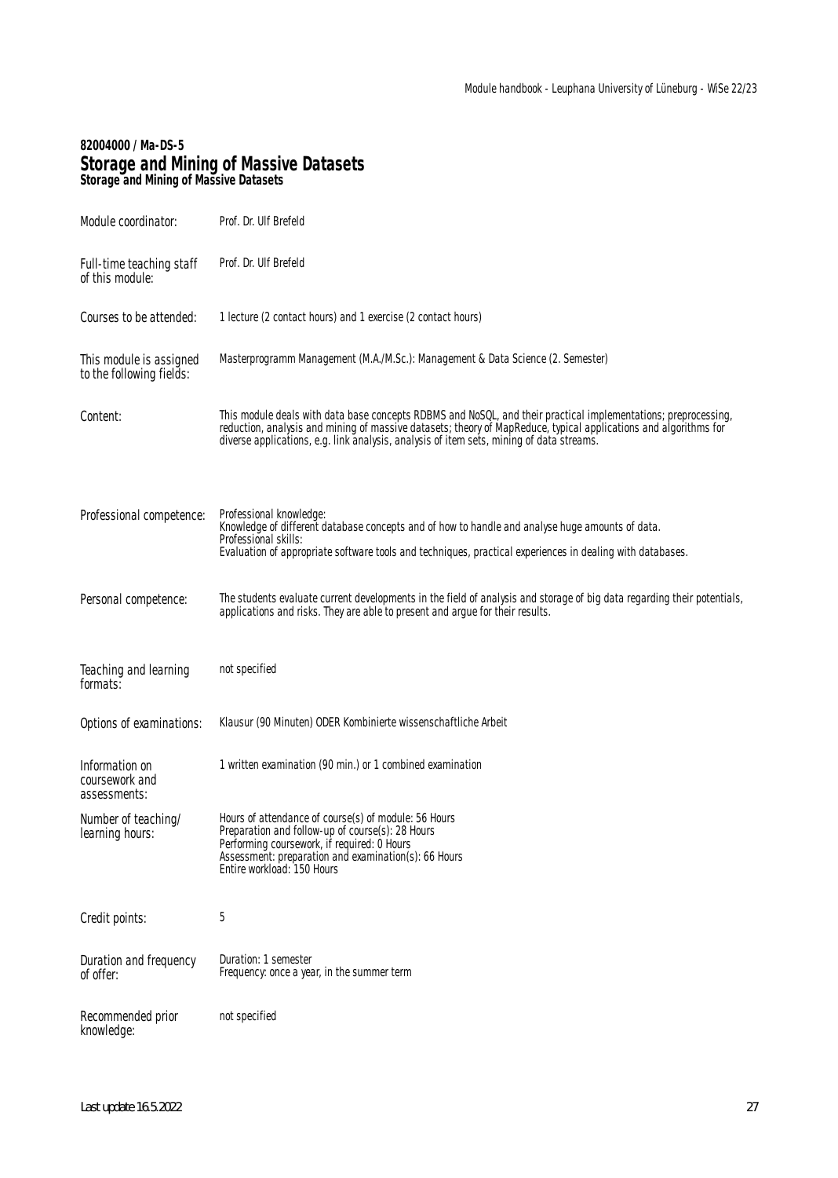**82004000 / Ma-DS-5**

# Storage and Mining of Massive Datasets

**Storage and Mining of Massive Datasets**

| | |
|---|---|
| Module coordinator: | Prof. Dr. Ulf Brefeld |
| Full-time teaching staff of this module: | Prof. Dr. Ulf Brefeld |
| Courses to be attended: | 1 lecture (2 contact hours) and 1 exercise (2 contact hours) |
| This module is assigned to the following fields: | Masterprogramm Management (M.A./M.Sc.): Management & Data Science (2. Semester) |
| Content: | This module deals with data base concepts RDBMS and NoSQL, and their practical implementations; preprocessing, reduction, analysis and mining of massive datasets; theory of MapReduce, typical applications and algorithms for diverse applications, e.g. link analysis, analysis of item sets, mining of data streams. |
| Professional competence: | Professional knowledge:<br>Knowledge of different database concepts and of how to handle and analyse huge amounts of data.<br>Professional skills:<br>Evaluation of appropriate software tools and techniques, practical experiences in dealing with databases. |
| Personal competence: | The students evaluate current developments in the field of analysis and storage of big data regarding their potentials, applications and risks. They are able to present and argue for their results. |
| Teaching and learning formats: | not specified |
| Options of examinations: | Klausur (90 Minuten) ODER Kombinierte wissenschaftliche Arbeit |
| Information on coursework and assessments: | 1 written examination (90 min.) or 1 combined examination |
| Number of teaching/ learning hours: | Hours of attendance of course(s) of module: 56 Hours<br>Preparation and follow-up of course(s): 28 Hours<br>Performing coursework, if required: 0 Hours<br>Assessment: preparation and examination(s): 66 Hours<br>Entire workload: 150 Hours |
| Credit points: | 5 |
| Duration and frequency of offer: | Duration: 1 semester<br>Frequency: once a year, in the summer term |
| Recommended prior knowledge: | not specified |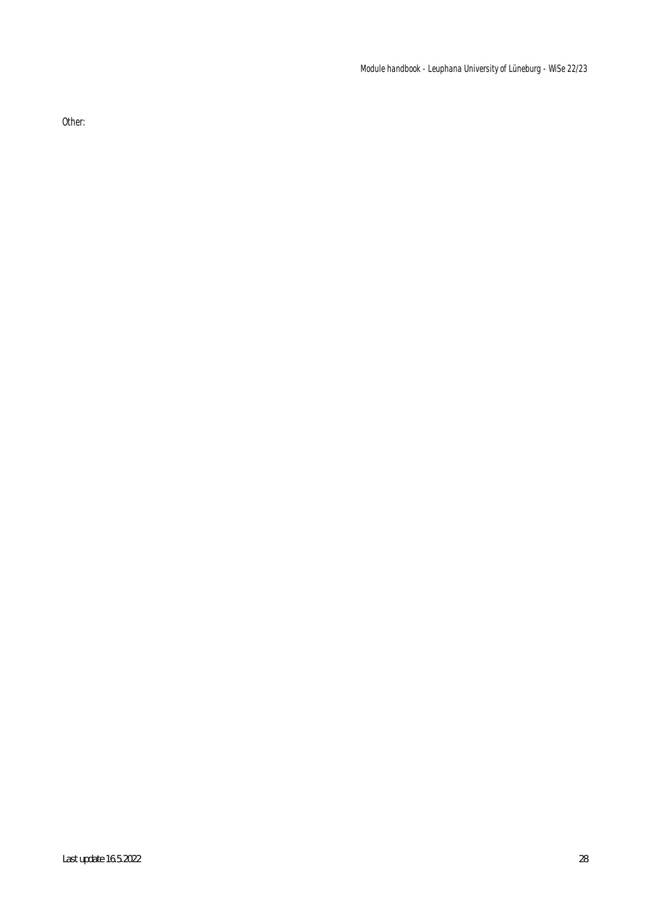*Other:*